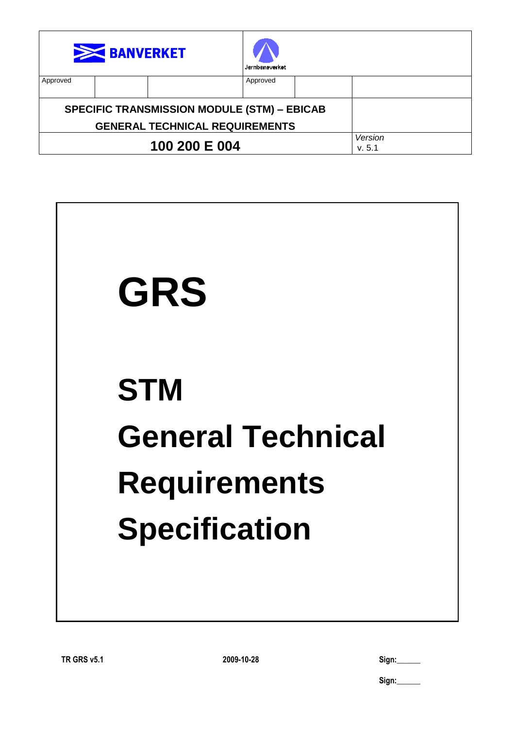| BANVERKET | | | Jernbaneverket | | |
|---|---|---|---|---|---|
| Approved | | | Approved | | |
| **SPECIFIC TRANSMISSION MODULE (STM) – EBICAB GENERAL TECHNICAL REQUIREMENTS** | | | | | |
| **100 200 E 004** | | | | | *Version* v. 5.1 |

# GRS

# STM

# General Technical Requirements Specification

**TR GRS v5.1** **2009-10-28** **Sign:\_\_\_\_\_\_**

**Sign:\_\_\_\_\_\_**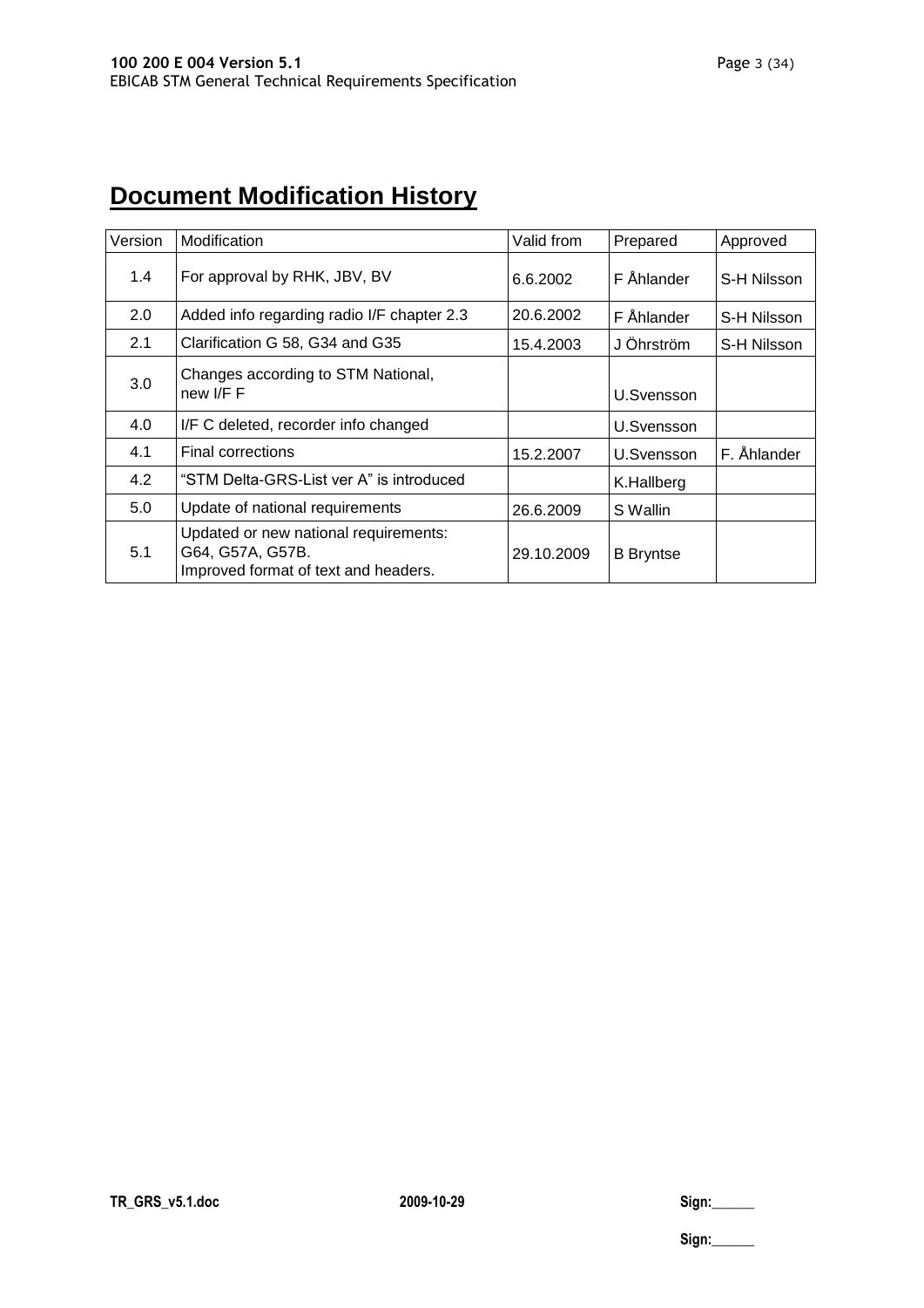# Document Modification History

| Version | Modification | Valid from | Prepared | Approved |
|---|---|---|---|---|
| 1.4 | For approval by RHK, JBV, BV | 6.6.2002 | F Åhlander | S-H Nilsson |
| 2.0 | Added info regarding radio I/F chapter 2.3 | 20.6.2002 | F Åhlander | S-H Nilsson |
| 2.1 | Clarification G 58, G34 and G35 | 15.4.2003 | J Öhrström | S-H Nilsson |
| 3.0 | Changes according to STM National, new I/F F | | U.Svensson | |
| 4.0 | I/F C deleted, recorder info changed | | U.Svensson | |
| 4.1 | Final corrections | 15.2.2007 | U.Svensson | F. Åhlander |
| 4.2 | "STM Delta-GRS-List ver A" is introduced | | K.Hallberg | |
| 5.0 | Update of national requirements | 26.6.2009 | S Wallin | |
| 5.1 | Updated or new national requirements: G64, G57A, G57B. Improved format of text and headers. | 29.10.2009 | B Bryntse | |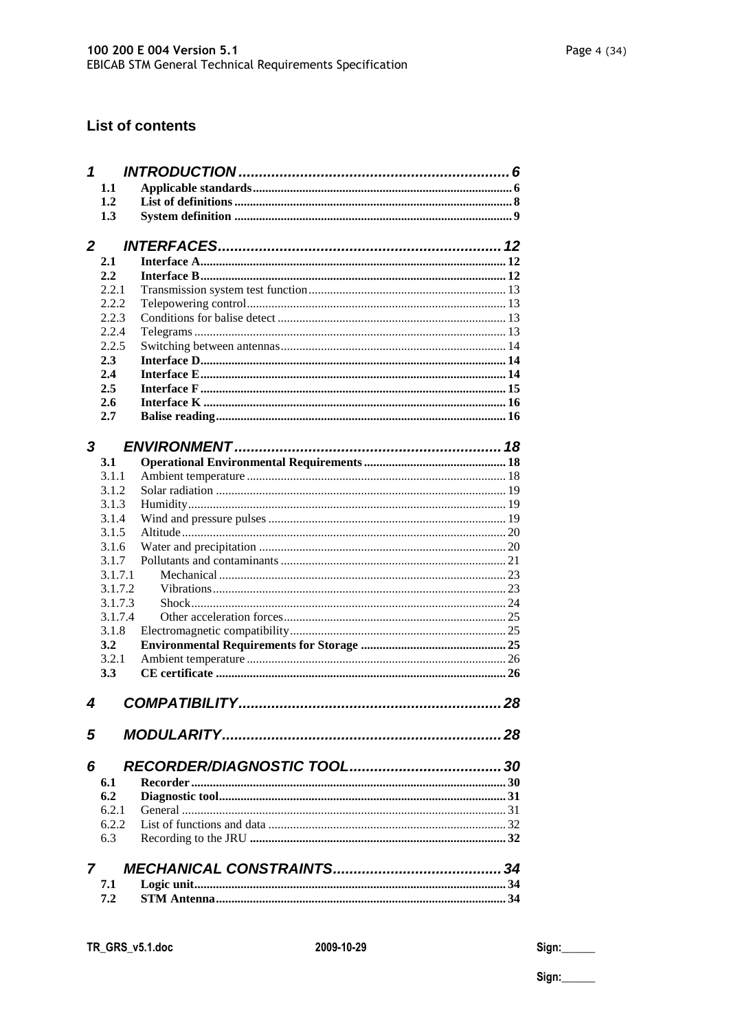## List of contents

- **1 INTRODUCTION** ... 6
  - **1.1 Applicable standards** ... 6
  - **1.2 List of definitions** ... 8
  - **1.3 System definition** ... 9
- **2 INTERFACES** ... 12
  - **2.1 Interface A** ... 12
  - **2.2 Interface B** ... 12
    - 2.2.1 Transmission system test function ... 13
    - 2.2.2 Telepowering control ... 13
    - 2.2.3 Conditions for balise detect ... 13
    - 2.2.4 Telegrams ... 13
    - 2.2.5 Switching between antennas ... 14
  - **2.3 Interface D** ... 14
  - **2.4 Interface E** ... 14
  - **2.5 Interface F** ... 15
  - **2.6 Interface K** ... 16
  - **2.7 Balise reading** ... 16
- **3 ENVIRONMENT** ... 18
  - **3.1 Operational Environmental Requirements** ... 18
    - 3.1.1 Ambient temperature ... 18
    - 3.1.2 Solar radiation ... 19
    - 3.1.3 Humidity ... 19
    - 3.1.4 Wind and pressure pulses ... 19
    - 3.1.5 Altitude ... 20
    - 3.1.6 Water and precipitation ... 20
    - 3.1.7 Pollutants and contaminants ... 21
      - 3.1.7.1 Mechanical ... 23
      - 3.1.7.2 Vibrations ... 23
      - 3.1.7.3 Shock ... 24
      - 3.1.7.4 Other acceleration forces ... 25
    - 3.1.8 Electromagnetic compatibility ... 25
  - **3.2 Environmental Requirements for Storage** ... 25
    - 3.2.1 Ambient temperature ... 26
  - **3.3 CE certificate** ... 26
- **4 COMPATIBILITY** ... 28
- **5 MODULARITY** ... 28
- **6 RECORDER/DIAGNOSTIC TOOL** ... 30
  - **6.1 Recorder** ... 30
  - **6.2 Diagnostic tool** ... 31
    - 6.2.1 General ... 31
    - 6.2.2 List of functions and data ... 32
  - 6.3 Recording to the JRU ... 32
- **7 MECHANICAL CONSTRAINTS** ... 34
  - **7.1 Logic unit** ... 34
  - **7.2 STM Antenna** ... 34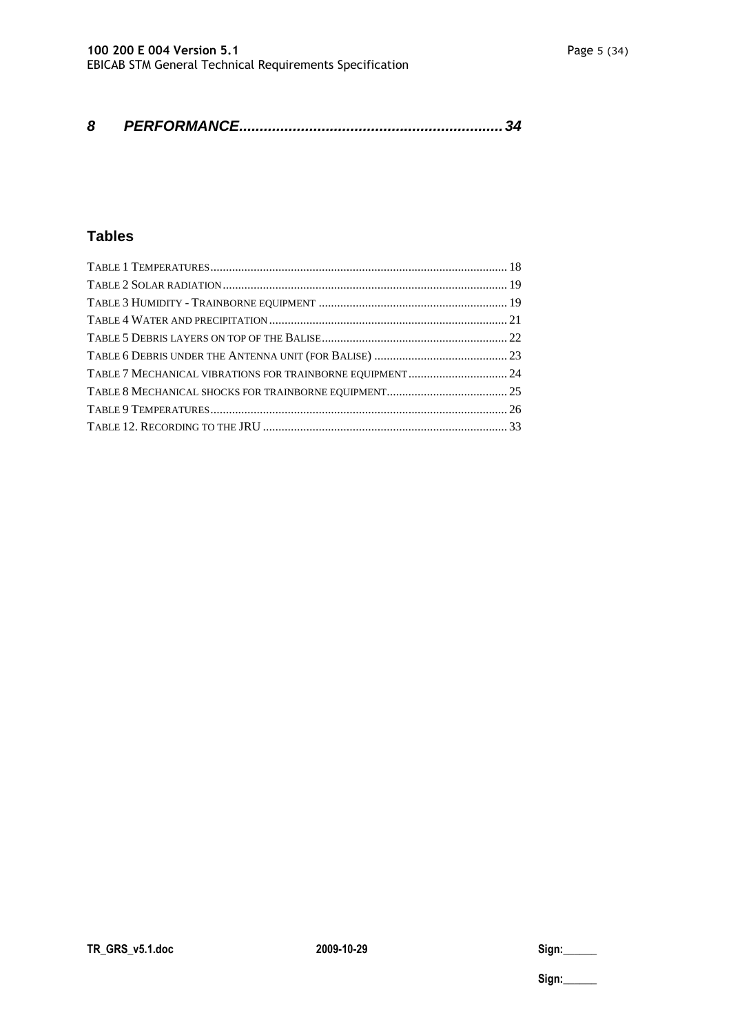**8 PERFORMANCE ................................................................ 34**

## Tables

TABLE 1 TEMPERATURES ................................................................ 18
TABLE 2 SOLAR RADIATION ................................................................ 19
TABLE 3 HUMIDITY - TRAINBORNE EQUIPMENT ................................................................ 19
TABLE 4 WATER AND PRECIPITATION ................................................................ 21
TABLE 5 DEBRIS LAYERS ON TOP OF THE BALISE ................................................................ 22
TABLE 6 DEBRIS UNDER THE ANTENNA UNIT (FOR BALISE) ................................................................ 23
TABLE 7 MECHANICAL VIBRATIONS FOR TRAINBORNE EQUIPMENT ................................................................ 24
TABLE 8 MECHANICAL SHOCKS FOR TRAINBORNE EQUIPMENT ................................................................ 25
TABLE 9 TEMPERATURES ................................................................ 26
TABLE 12. RECORDING TO THE JRU ................................................................ 33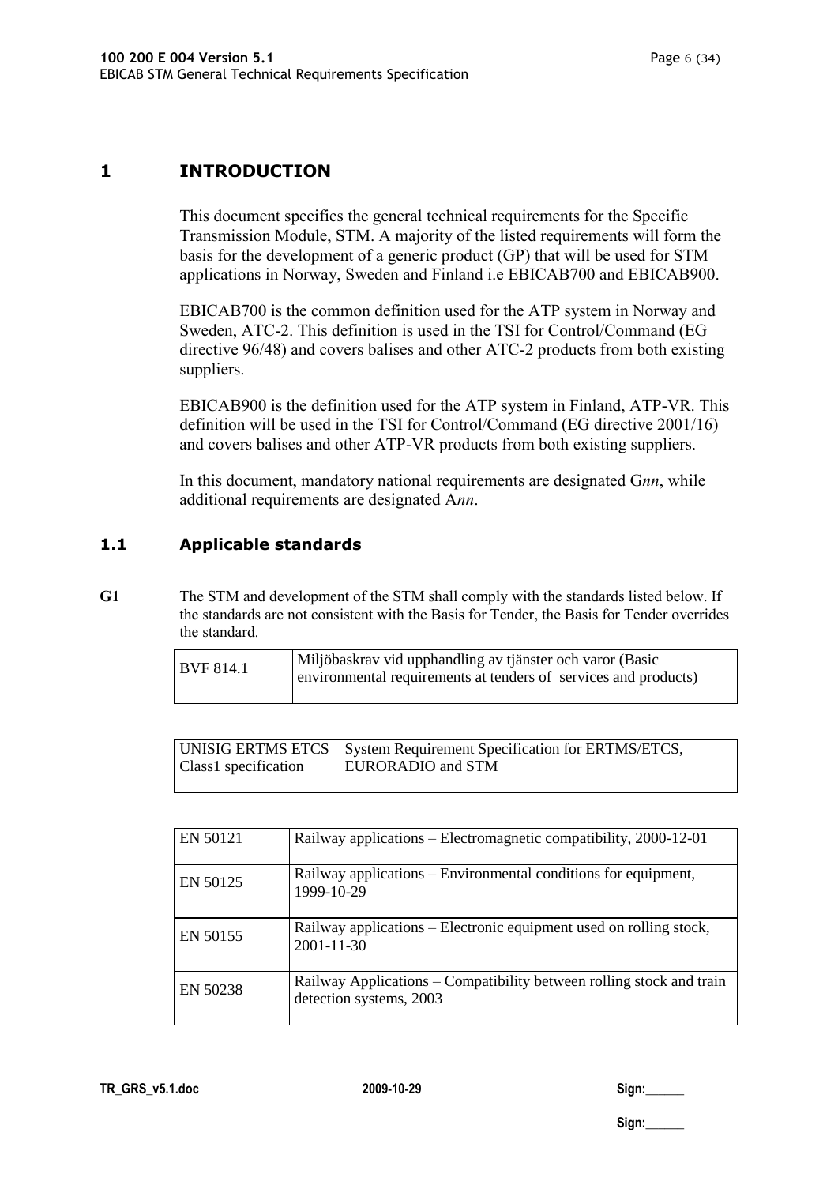# 1 INTRODUCTION

This document specifies the general technical requirements for the Specific Transmission Module, STM. A majority of the listed requirements will form the basis for the development of a generic product (GP) that will be used for STM applications in Norway, Sweden and Finland i.e EBICAB700 and EBICAB900.

EBICAB700 is the common definition used for the ATP system in Norway and Sweden, ATC-2. This definition is used in the TSI for Control/Command (EG directive 96/48) and covers balises and other ATC-2 products from both existing suppliers.

EBICAB900 is the definition used for the ATP system in Finland, ATP-VR. This definition will be used in the TSI for Control/Command (EG directive 2001/16) and covers balises and other ATP-VR products from both existing suppliers.

In this document, mandatory national requirements are designated G*nn*, while additional requirements are designated A*nn*.

## 1.1 Applicable standards

**G1** The STM and development of the STM shall comply with the standards listed below. If the standards are not consistent with the Basis for Tender, the Basis for Tender overrides the standard.

| | |
|---|---|
| BVF 814.1 | Miljöbaskrav vid upphandling av tjänster och varor (Basic environmental requirements at tenders of services and products) |

| | |
|---|---|
| UNISIG ERTMS ETCS Class1 specification | System Requirement Specification for ERTMS/ETCS, EURORADIO and STM |

| | |
|---|---|
| EN 50121 | Railway applications – Electromagnetic compatibility, 2000-12-01 |
| EN 50125 | Railway applications – Environmental conditions for equipment, 1999-10-29 |
| EN 50155 | Railway applications – Electronic equipment used on rolling stock, 2001-11-30 |
| EN 50238 | Railway Applications – Compatibility between rolling stock and train detection systems, 2003 |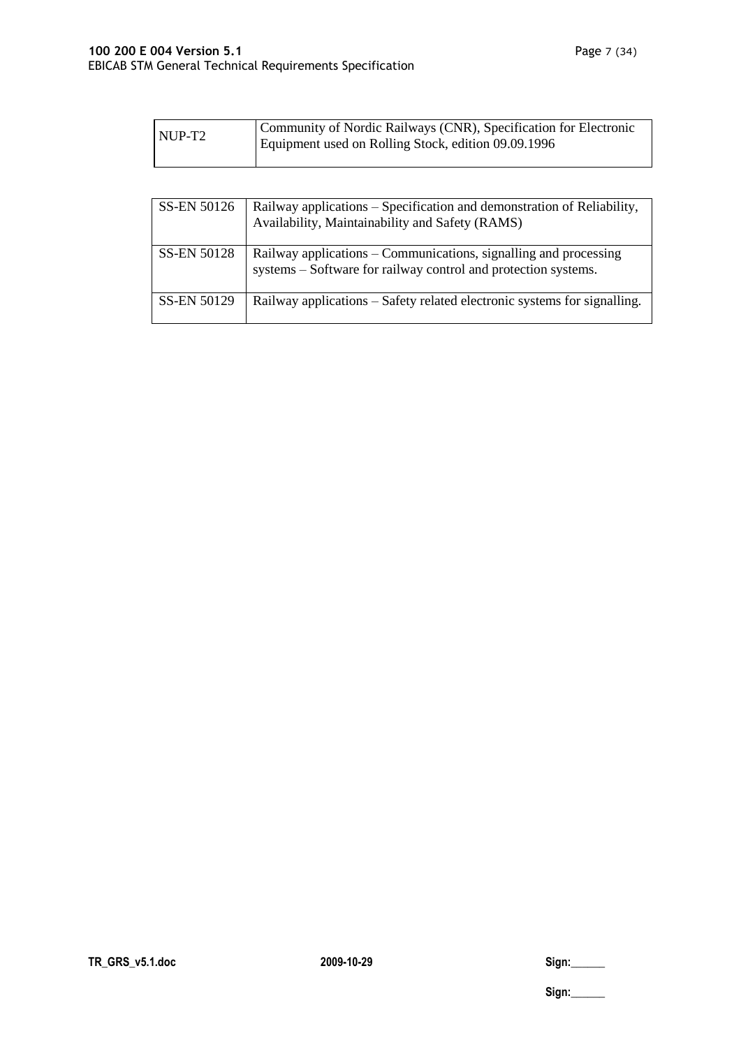| | |
|---|---|
| NUP-T2 | Community of Nordic Railways (CNR), Specification for Electronic Equipment used on Rolling Stock, edition 09.09.1996 |

| | |
|---|---|
| SS-EN 50126 | Railway applications – Specification and demonstration of Reliability, Availability, Maintainability and Safety (RAMS) |
| SS-EN 50128 | Railway applications – Communications, signalling and processing systems – Software for railway control and protection systems. |
| SS-EN 50129 | Railway applications – Safety related electronic systems for signalling. |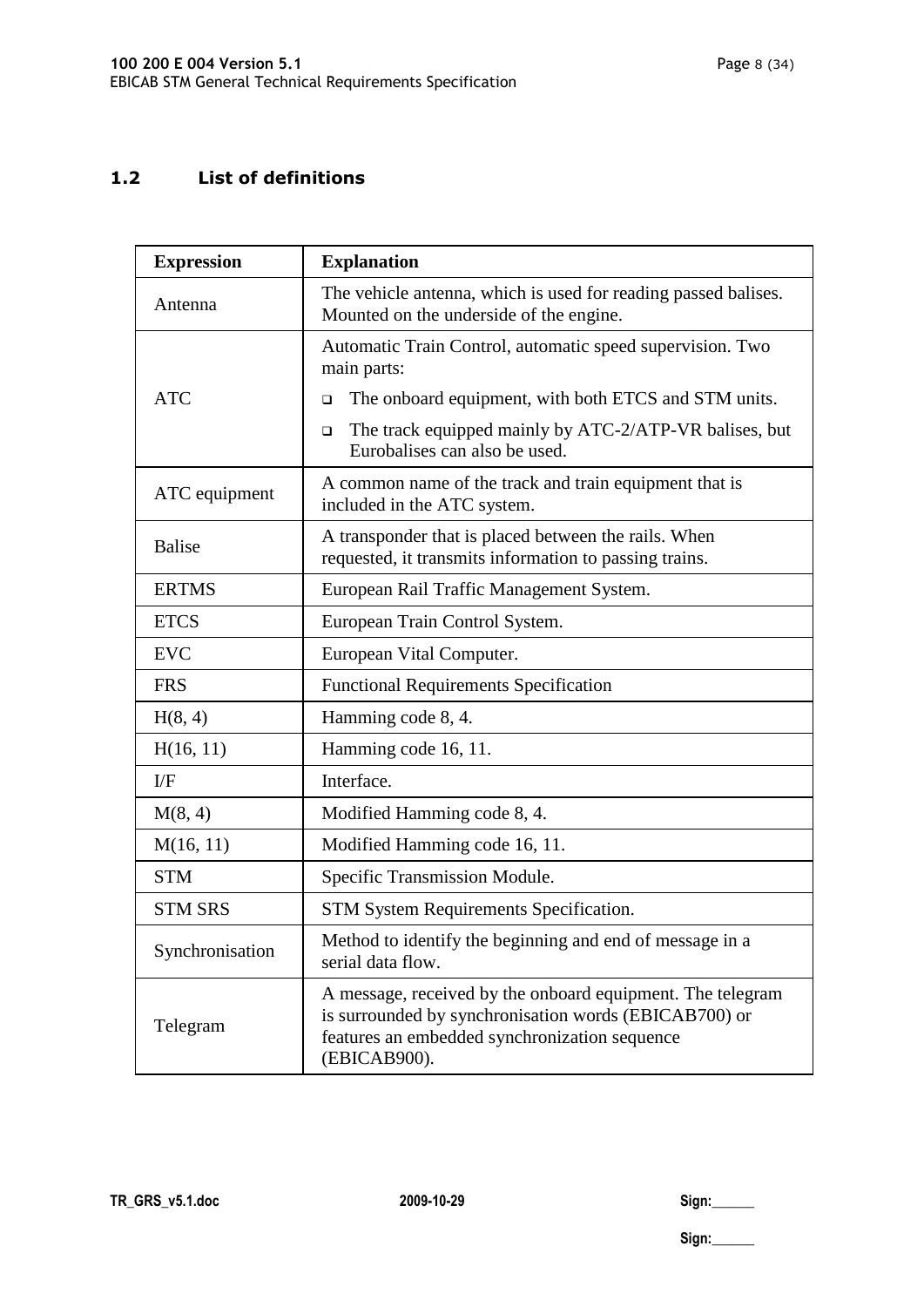## 1.2 List of definitions

| Expression | Explanation |
|---|---|
| Antenna | The vehicle antenna, which is used for reading passed balises. Mounted on the underside of the engine. |
| ATC | Automatic Train Control, automatic speed supervision. Two main parts:<br>❑ The onboard equipment, with both ETCS and STM units.<br>❑ The track equipped mainly by ATC-2/ATP-VR balises, but Eurobalises can also be used. |
| ATC equipment | A common name of the track and train equipment that is included in the ATC system. |
| Balise | A transponder that is placed between the rails. When requested, it transmits information to passing trains. |
| ERTMS | European Rail Traffic Management System. |
| ETCS | European Train Control System. |
| EVC | European Vital Computer. |
| FRS | Functional Requirements Specification |
| H(8, 4) | Hamming code 8, 4. |
| H(16, 11) | Hamming code 16, 11. |
| I/F | Interface. |
| M(8, 4) | Modified Hamming code 8, 4. |
| M(16, 11) | Modified Hamming code 16, 11. |
| STM | Specific Transmission Module. |
| STM SRS | STM System Requirements Specification. |
| Synchronisation | Method to identify the beginning and end of message in a serial data flow. |
| Telegram | A message, received by the onboard equipment. The telegram is surrounded by synchronisation words (EBICAB700) or features an embedded synchronization sequence (EBICAB900). |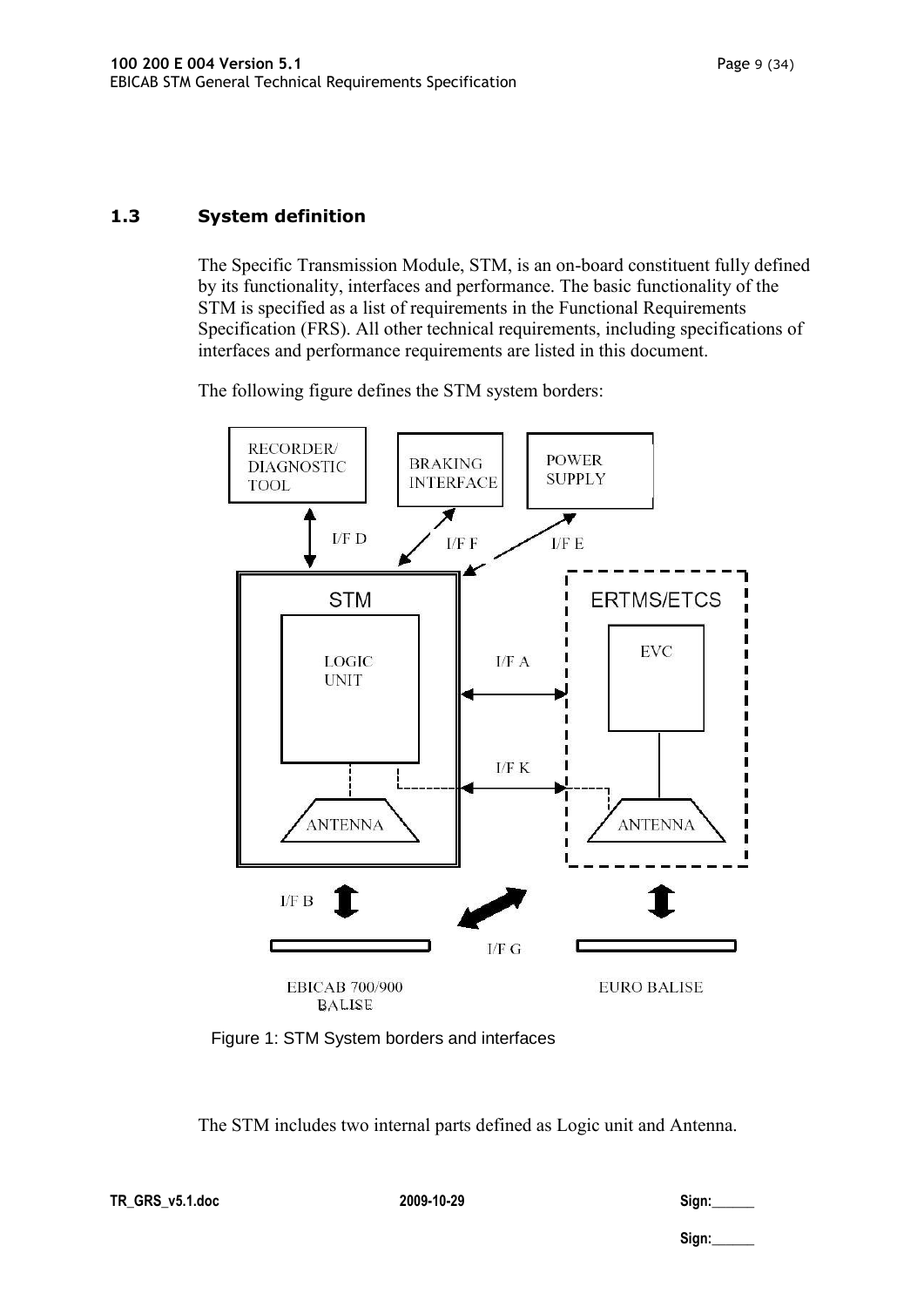## 1.3 System definition

The Specific Transmission Module, STM, is an on-board constituent fully defined by its functionality, interfaces and performance. The basic functionality of the STM is specified as a list of requirements in the Functional Requirements Specification (FRS). All other technical requirements, including specifications of interfaces and performance requirements are listed in this document.

The following figure defines the STM system borders:

Figure 1: STM System borders and interfaces

The STM includes two internal parts defined as Logic unit and Antenna.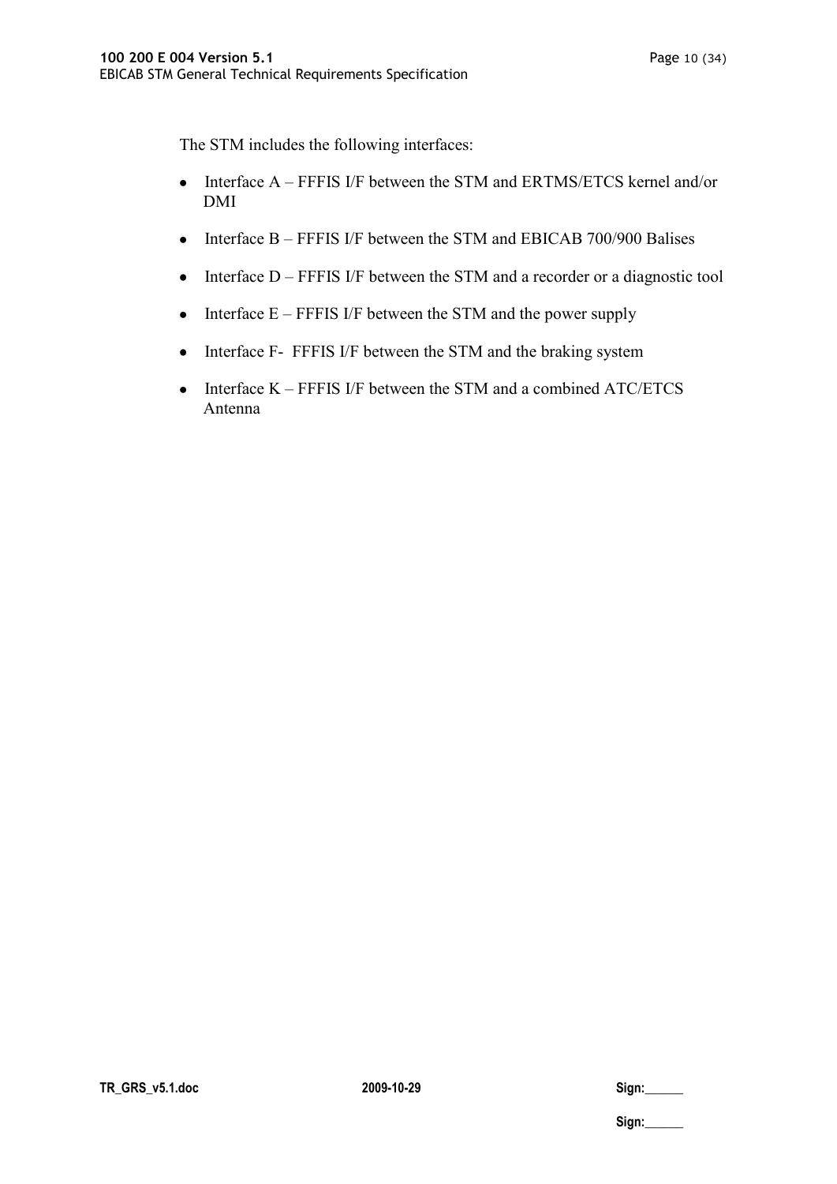The STM includes the following interfaces:

- Interface A – FFFIS I/F between the STM and ERTMS/ETCS kernel and/or DMI
- Interface B – FFFIS I/F between the STM and EBICAB 700/900 Balises
- Interface D – FFFIS I/F between the STM and a recorder or a diagnostic tool
- Interface E – FFFIS I/F between the STM and the power supply
- Interface F- FFFIS I/F between the STM and the braking system
- Interface K – FFFIS I/F between the STM and a combined ATC/ETCS Antenna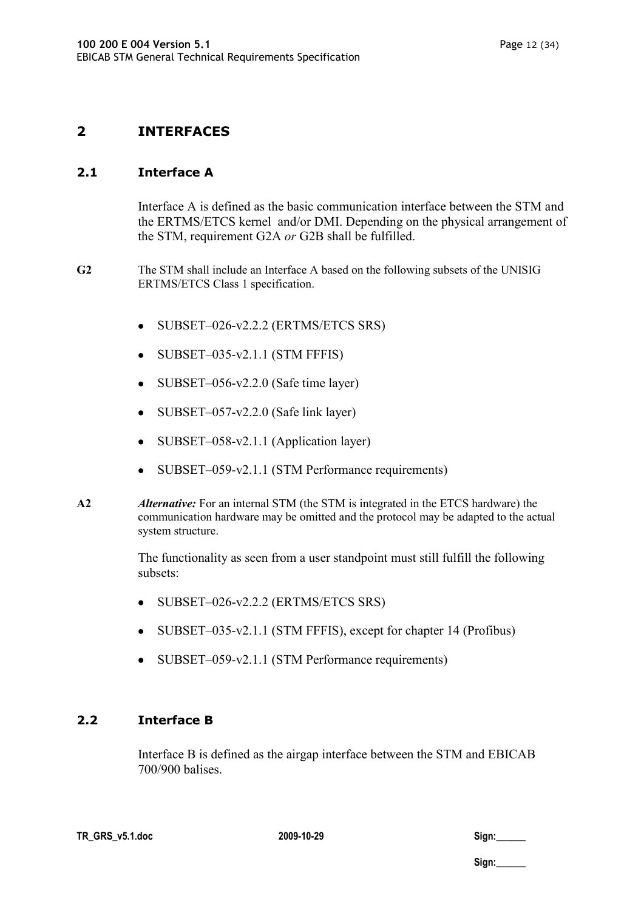# 2 INTERFACES

## 2.1 Interface A

Interface A is defined as the basic communication interface between the STM and the ERTMS/ETCS kernel and/or DMI. Depending on the physical arrangement of the STM, requirement G2A *or* G2B shall be fulfilled.

**G2** The STM shall include an Interface A based on the following subsets of the UNISIG ERTMS/ETCS Class 1 specification.

- SUBSET–026-v2.2.2 (ERTMS/ETCS SRS)
- SUBSET–035-v2.1.1 (STM FFFIS)
- SUBSET–056-v2.2.0 (Safe time layer)
- SUBSET–057-v2.2.0 (Safe link layer)
- SUBSET–058-v2.1.1 (Application layer)
- SUBSET–059-v2.1.1 (STM Performance requirements)

**A2** ***Alternative:*** For an internal STM (the STM is integrated in the ETCS hardware) the communication hardware may be omitted and the protocol may be adapted to the actual system structure.

The functionality as seen from a user standpoint must still fulfill the following subsets:

- SUBSET–026-v2.2.2 (ERTMS/ETCS SRS)
- SUBSET–035-v2.1.1 (STM FFFIS), except for chapter 14 (Profibus)
- SUBSET–059-v2.1.1 (STM Performance requirements)

## 2.2 Interface B

Interface B is defined as the airgap interface between the STM and EBICAB 700/900 balises.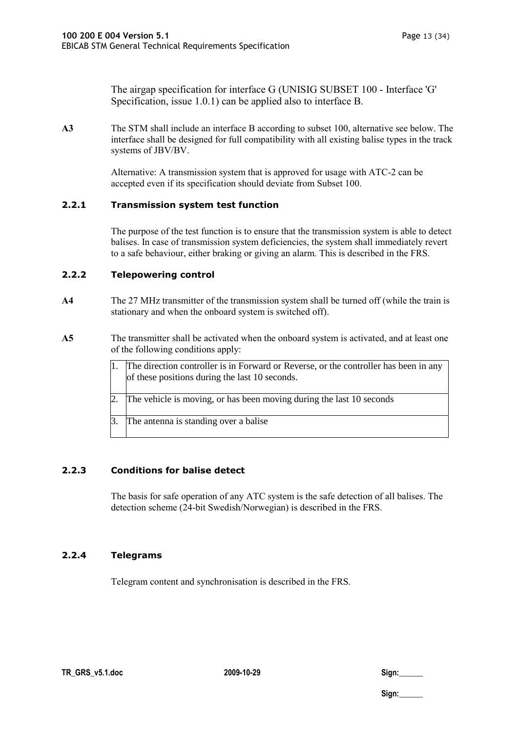The airgap specification for interface G (UNISIG SUBSET 100 - Interface 'G' Specification, issue 1.0.1) can be applied also to interface B.

**A3** The STM shall include an interface B according to subset 100, alternative see below. The interface shall be designed for full compatibility with all existing balise types in the track systems of JBV/BV.

Alternative: A transmission system that is approved for usage with ATC-2 can be accepted even if its specification should deviate from Subset 100.

### 2.2.1 Transmission system test function

The purpose of the test function is to ensure that the transmission system is able to detect balises. In case of transmission system deficiencies, the system shall immediately revert to a safe behaviour, either braking or giving an alarm. This is described in the FRS.

### 2.2.2 Telepowering control

**A4** The 27 MHz transmitter of the transmission system shall be turned off (while the train is stationary and when the onboard system is switched off).

**A5** The transmitter shall be activated when the onboard system is activated, and at least one of the following conditions apply:

| | |
|---|---|
| 1. | The direction controller is in Forward or Reverse, or the controller has been in any of these positions during the last 10 seconds. |
| 2. | The vehicle is moving, or has been moving during the last 10 seconds |
| 3. | The antenna is standing over a balise |

### 2.2.3 Conditions for balise detect

The basis for safe operation of any ATC system is the safe detection of all balises. The detection scheme (24-bit Swedish/Norwegian) is described in the FRS.

### 2.2.4 Telegrams

Telegram content and synchronisation is described in the FRS.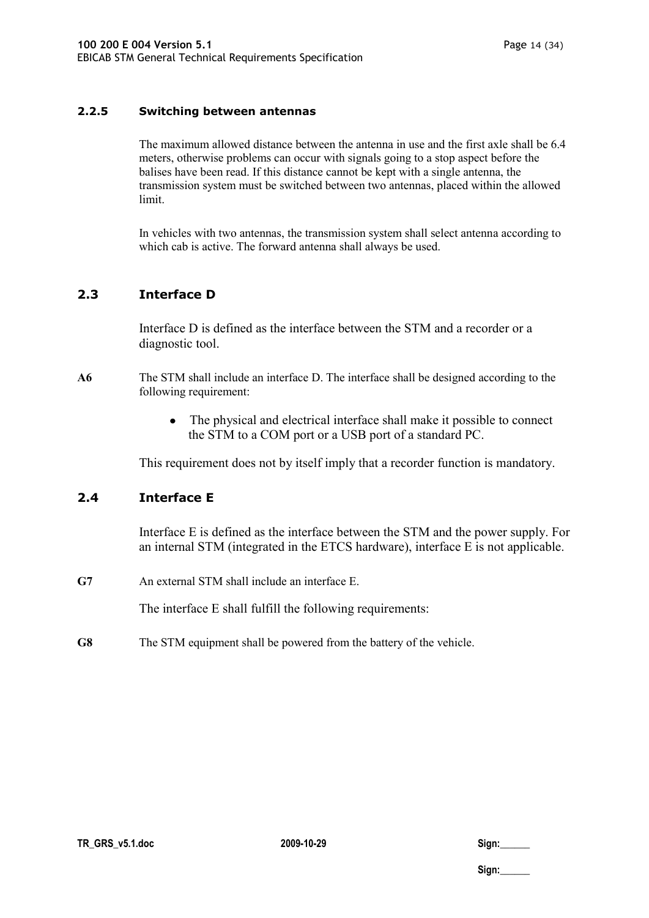### 2.2.5 Switching between antennas

The maximum allowed distance between the antenna in use and the first axle shall be 6.4 meters, otherwise problems can occur with signals going to a stop aspect before the balises have been read. If this distance cannot be kept with a single antenna, the transmission system must be switched between two antennas, placed within the allowed limit.

In vehicles with two antennas, the transmission system shall select antenna according to which cab is active. The forward antenna shall always be used.

## 2.3 Interface D

Interface D is defined as the interface between the STM and a recorder or a diagnostic tool.

**A6** The STM shall include an interface D. The interface shall be designed according to the following requirement:

- The physical and electrical interface shall make it possible to connect the STM to a COM port or a USB port of a standard PC.

This requirement does not by itself imply that a recorder function is mandatory.

## 2.4 Interface E

Interface E is defined as the interface between the STM and the power supply. For an internal STM (integrated in the ETCS hardware), interface E is not applicable.

**G7** An external STM shall include an interface E.

The interface E shall fulfill the following requirements:

**G8** The STM equipment shall be powered from the battery of the vehicle.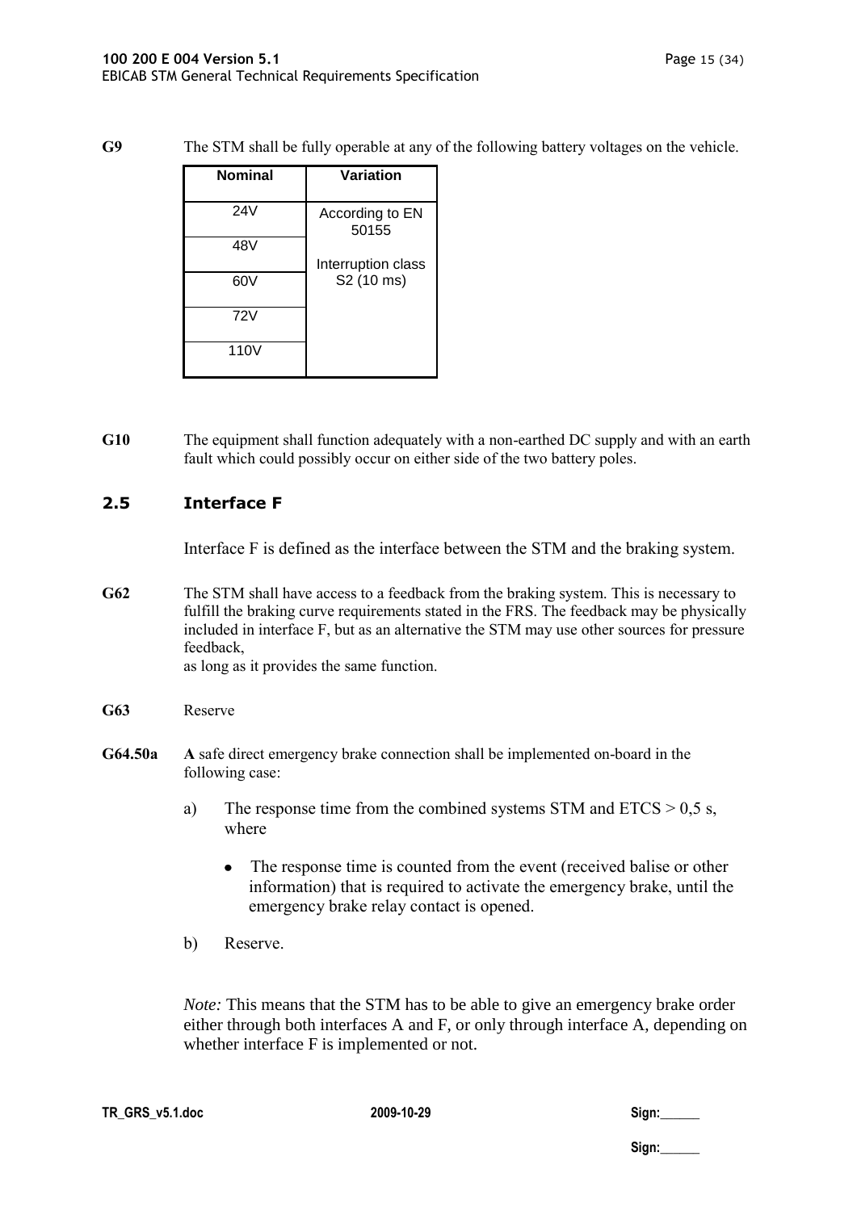**G9** The STM shall be fully operable at any of the following battery voltages on the vehicle.

| Nominal | Variation |
|---|---|
| 24V | According to EN 50155<br><br>Interruption class S2 (10 ms) |
| 48V | |
| 60V | |
| 72V | |
| 110V | |

**G10** The equipment shall function adequately with a non-earthed DC supply and with an earth fault which could possibly occur on either side of the two battery poles.

## 2.5 Interface F

Interface F is defined as the interface between the STM and the braking system.

**G62** The STM shall have access to a feedback from the braking system. This is necessary to fulfill the braking curve requirements stated in the FRS. The feedback may be physically included in interface F, but as an alternative the STM may use other sources for pressure feedback,
as long as it provides the same function.

**G63** Reserve

**G64.50a** **A** safe direct emergency brake connection shall be implemented on-board in the following case:

a) The response time from the combined systems STM and ETCS > 0,5 s, where

- The response time is counted from the event (received balise or other information) that is required to activate the emergency brake, until the emergency brake relay contact is opened.

b) Reserve.

*Note:* This means that the STM has to be able to give an emergency brake order either through both interfaces A and F, or only through interface A, depending on whether interface F is implemented or not.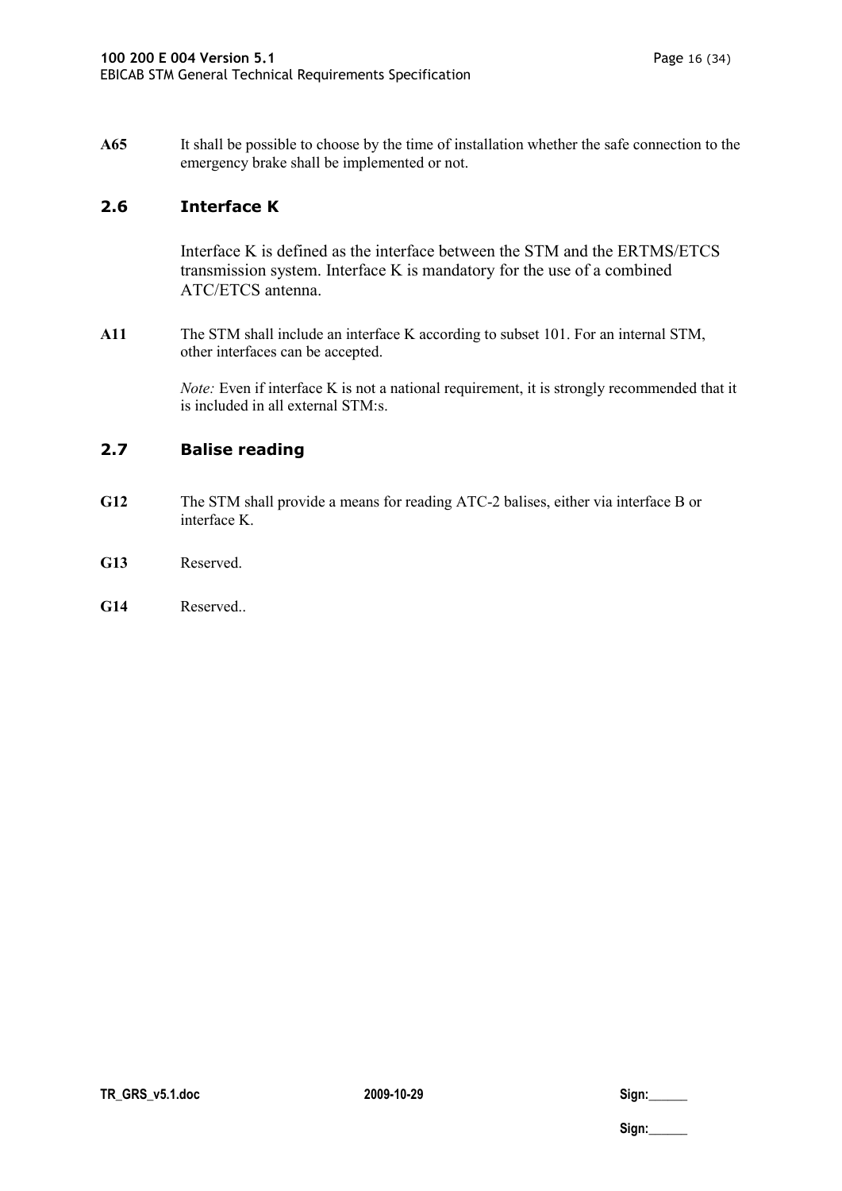**A65** It shall be possible to choose by the time of installation whether the safe connection to the emergency brake shall be implemented or not.

## 2.6 Interface K

Interface K is defined as the interface between the STM and the ERTMS/ETCS transmission system. Interface K is mandatory for the use of a combined ATC/ETCS antenna.

**A11** The STM shall include an interface K according to subset 101. For an internal STM, other interfaces can be accepted.

*Note:* Even if interface K is not a national requirement, it is strongly recommended that it is included in all external STM:s.

## 2.7 Balise reading

**G12** The STM shall provide a means for reading ATC-2 balises, either via interface B or interface K.

**G13** Reserved.

**G14** Reserved..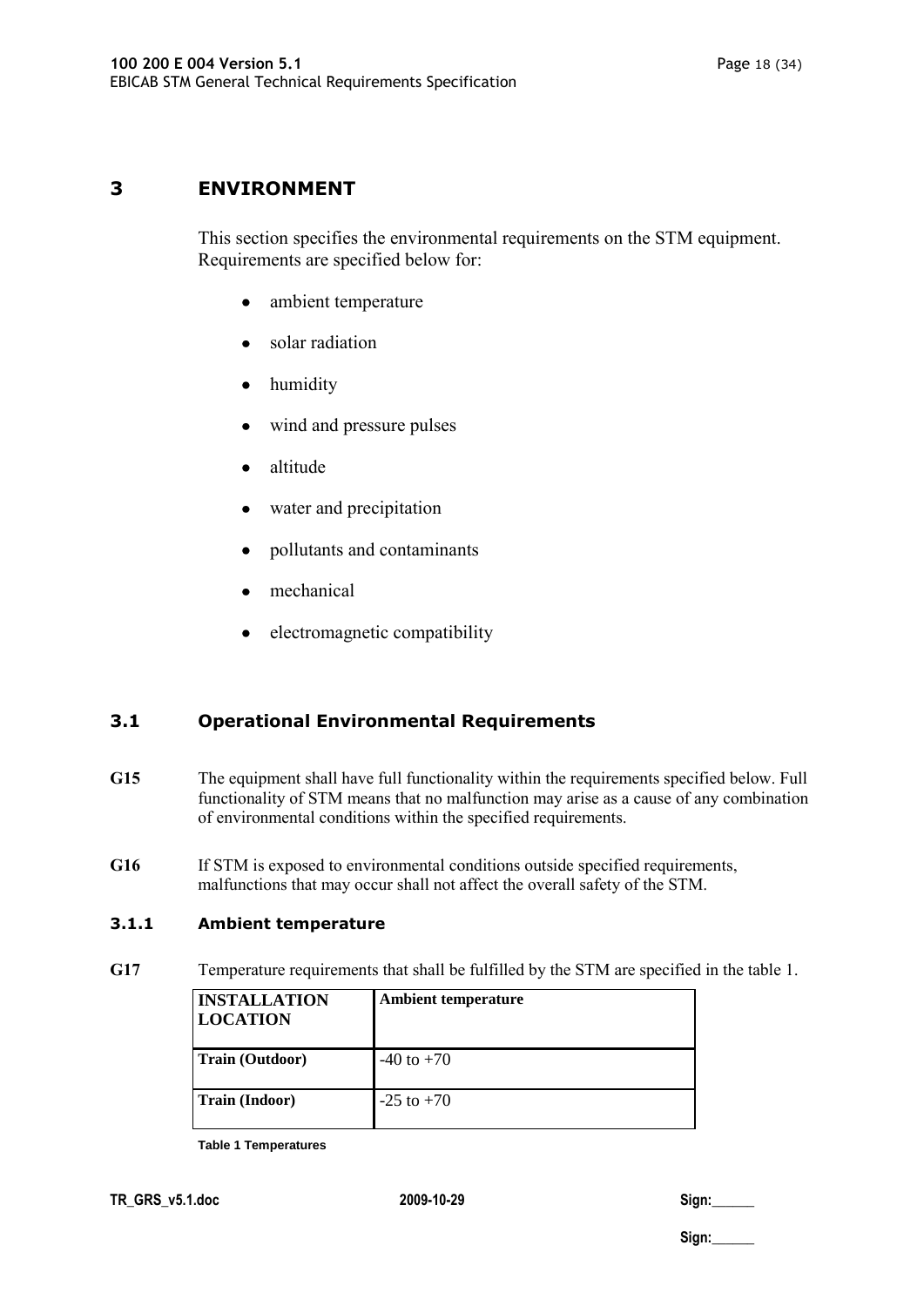# 3 ENVIRONMENT

This section specifies the environmental requirements on the STM equipment. Requirements are specified below for:

- ambient temperature
- solar radiation
- humidity
- wind and pressure pulses
- altitude
- water and precipitation
- pollutants and contaminants
- mechanical
- electromagnetic compatibility

## 3.1 Operational Environmental Requirements

**G15** The equipment shall have full functionality within the requirements specified below. Full functionality of STM means that no malfunction may arise as a cause of any combination of environmental conditions within the specified requirements.

**G16** If STM is exposed to environmental conditions outside specified requirements, malfunctions that may occur shall not affect the overall safety of the STM.

### 3.1.1 Ambient temperature

**G17** Temperature requirements that shall be fulfilled by the STM are specified in the table 1.

| INSTALLATION LOCATION | Ambient temperature |
|---|---|
| Train (Outdoor) | -40 to +70 |
| Train (Indoor) | -25 to +70 |

Table 1 Temperatures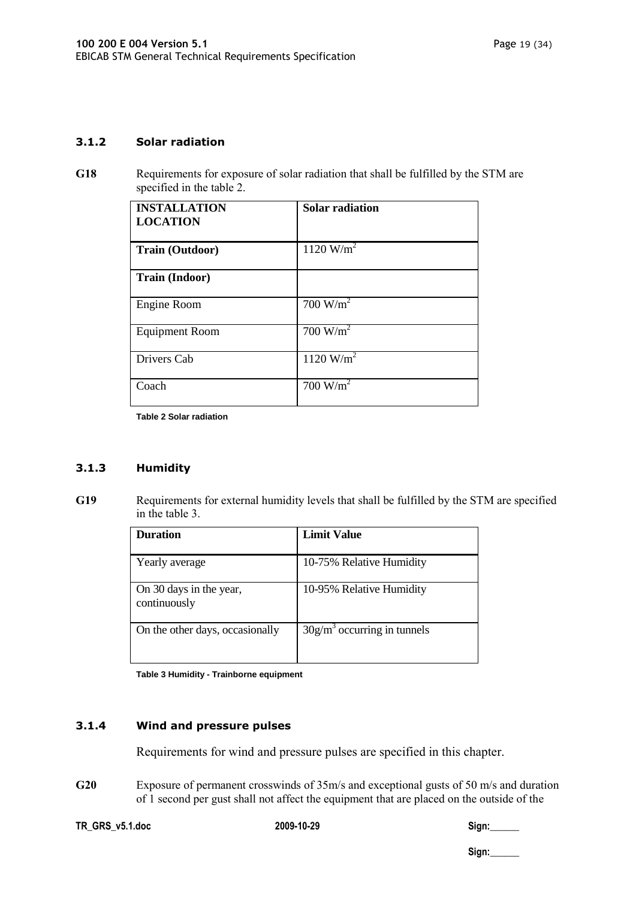### 3.1.2 Solar radiation

**G18** Requirements for exposure of solar radiation that shall be fulfilled by the STM are specified in the table 2.

| INSTALLATION LOCATION | Solar radiation |
|---|---|
| **Train (Outdoor)** | 1120 $W/m^2$ |
| **Train (Indoor)** | |
| Engine Room | 700 $W/m^2$ |
| Equipment Room | 700 $W/m^2$ |
| Drivers Cab | 1120 $W/m^2$ |
| Coach | 700 $W/m^2$ |

**Table 2 Solar radiation**

### 3.1.3 Humidity

**G19** Requirements for external humidity levels that shall be fulfilled by the STM are specified in the table 3.

| Duration | Limit Value |
|---|---|
| Yearly average | 10-75% Relative Humidity |
| On 30 days in the year, continuously | 10-95% Relative Humidity |
| On the other days, occasionally | $30g/m^3$ occurring in tunnels |

**Table 3 Humidity - Trainborne equipment**

### 3.1.4 Wind and pressure pulses

Requirements for wind and pressure pulses are specified in this chapter.

**G20** Exposure of permanent crosswinds of 35m/s and exceptional gusts of 50 m/s and duration of 1 second per gust shall not affect the equipment that are placed on the outside of the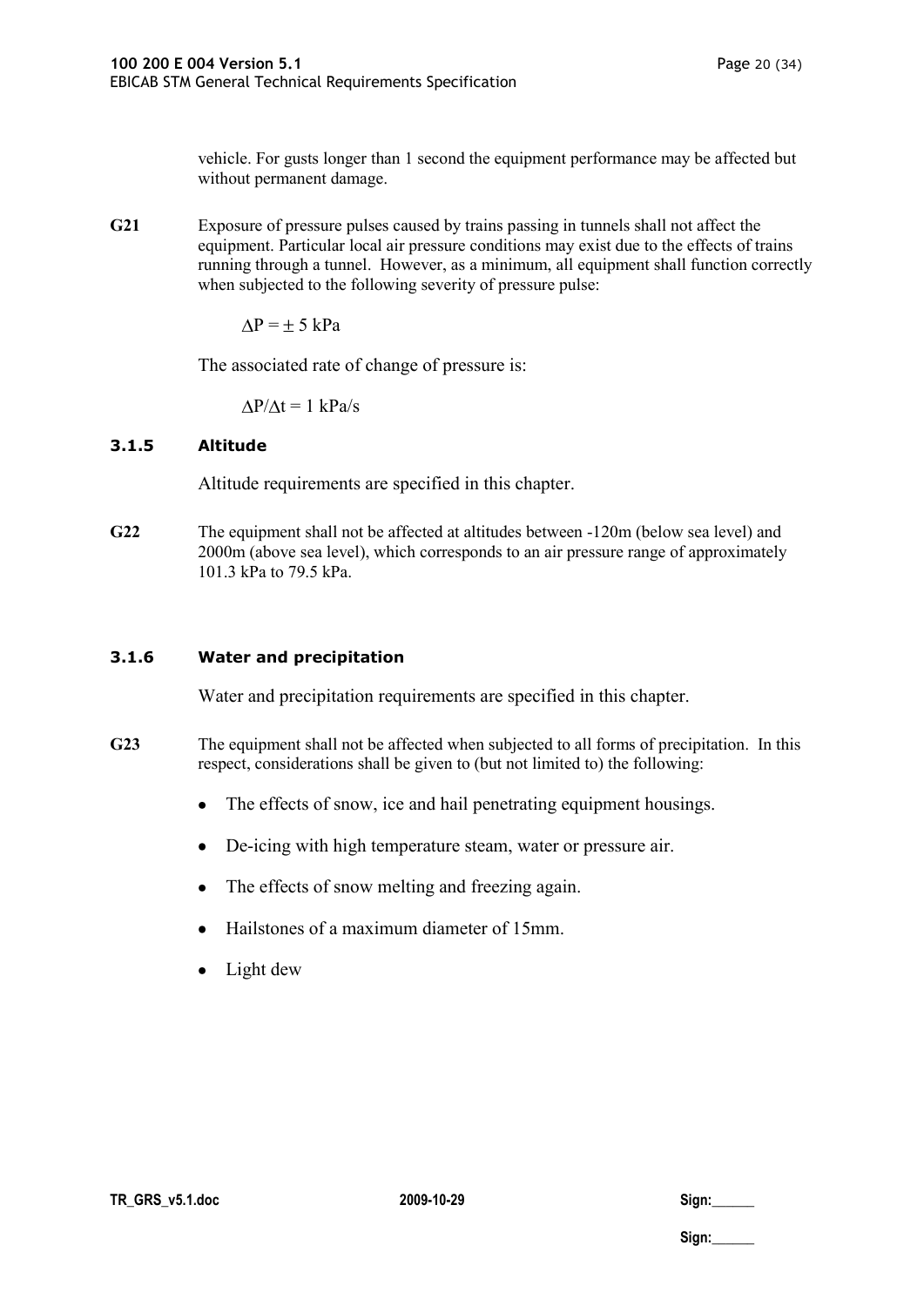vehicle. For gusts longer than 1 second the equipment performance may be affected but without permanent damage.

**G21** Exposure of pressure pulses caused by trains passing in tunnels shall not affect the equipment. Particular local air pressure conditions may exist due to the effects of trains running through a tunnel. However, as a minimum, all equipment shall function correctly when subjected to the following severity of pressure pulse:

$\Delta P = \pm 5$ kPa

The associated rate of change of pressure is:

$\Delta P/\Delta t = 1$ kPa/s

### 3.1.5 Altitude

Altitude requirements are specified in this chapter.

**G22** The equipment shall not be affected at altitudes between -120m (below sea level) and 2000m (above sea level), which corresponds to an air pressure range of approximately 101.3 kPa to 79.5 kPa.

### 3.1.6 Water and precipitation

Water and precipitation requirements are specified in this chapter.

**G23** The equipment shall not be affected when subjected to all forms of precipitation. In this respect, considerations shall be given to (but not limited to) the following:

- The effects of snow, ice and hail penetrating equipment housings.
- De-icing with high temperature steam, water or pressure air.
- The effects of snow melting and freezing again.
- Hailstones of a maximum diameter of 15mm.
- Light dew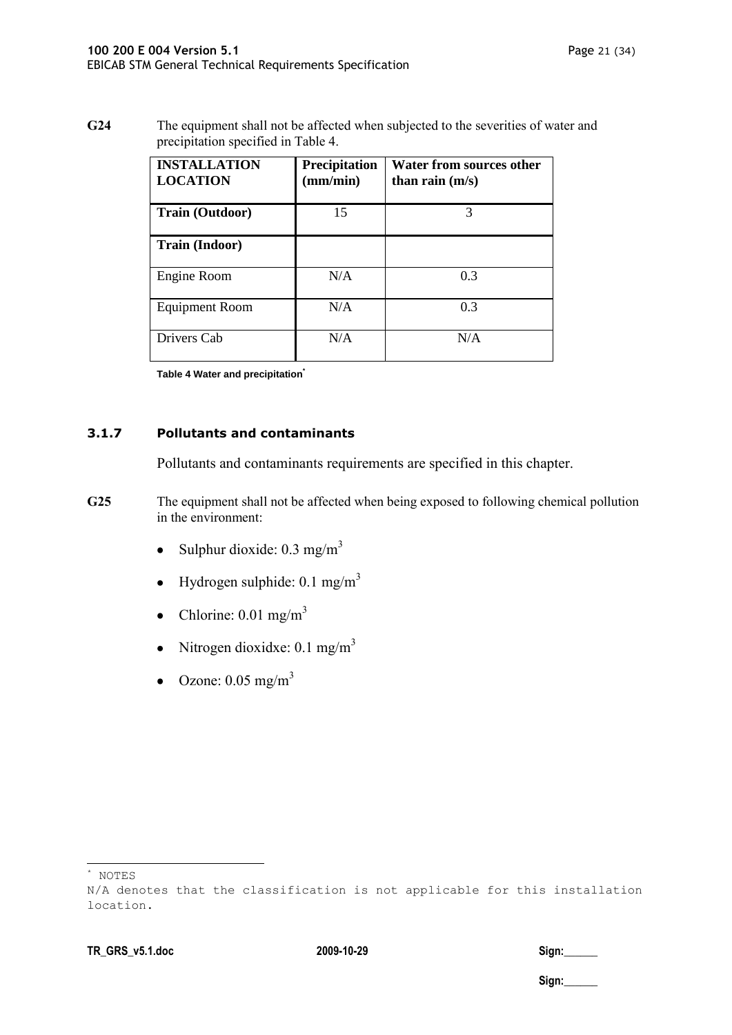**G24** The equipment shall not be affected when subjected to the severities of water and precipitation specified in Table 4.

| INSTALLATION LOCATION | Precipitation (mm/min) | Water from sources other than rain (m/s) |
|---|---|---|
| **Train (Outdoor)** | 15 | 3 |
| **Train (Indoor)** | | |
| Engine Room | N/A | 0.3 |
| Equipment Room | N/A | 0.3 |
| Drivers Cab | N/A | N/A |

**Table 4 Water and precipitation***

### 3.1.7 Pollutants and contaminants

Pollutants and contaminants requirements are specified in this chapter.

**G25** The equipment shall not be affected when being exposed to following chemical pollution in the environment:

- Sulphur dioxide: 0.3 mg/m$^3$
- Hydrogen sulphide: 0.1 mg/m$^3$
- Chlorine: 0.01 mg/m$^3$
- Nitrogen dioxidxe: 0.1 mg/m$^3$
- Ozone: 0.05 mg/m$^3$

---

* NOTES
N/A denotes that the classification is not applicable for this installation location.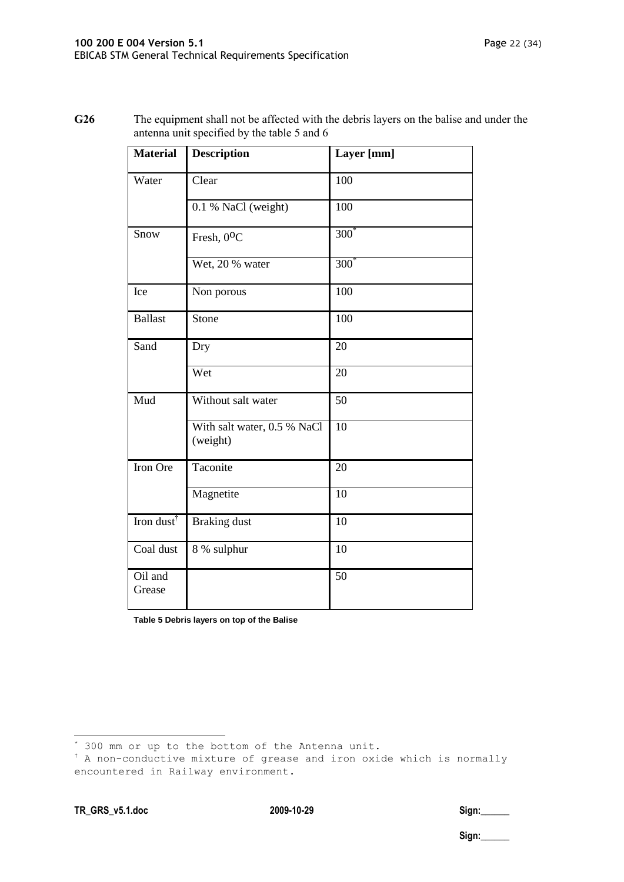**G26** The equipment shall not be affected with the debris layers on the balise and under the antenna unit specified by the table 5 and 6

| Material | Description | Layer [mm] |
|---|---|---|
| Water | Clear | 100 |
| | 0.1 % NaCl (weight) | 100 |
| Snow | Fresh, 0ºC | 300* |
| | Wet, 20 % water | 300* |
| Ice | Non porous | 100 |
| Ballast | Stone | 100 |
| Sand | Dry | 20 |
| | Wet | 20 |
| Mud | Without salt water | 50 |
| | With salt water, 0.5 % NaCl (weight) | 10 |
| Iron Ore | Taconite | 20 |
| | Magnetite | 10 |
| Iron dust† | Braking dust | 10 |
| Coal dust | 8 % sulphur | 10 |
| Oil and Grease | | 50 |

**Table 5 Debris layers on top of the Balise**

---

* 300 mm or up to the bottom of the Antenna unit.

† A non-conductive mixture of grease and iron oxide which is normally encountered in Railway environment.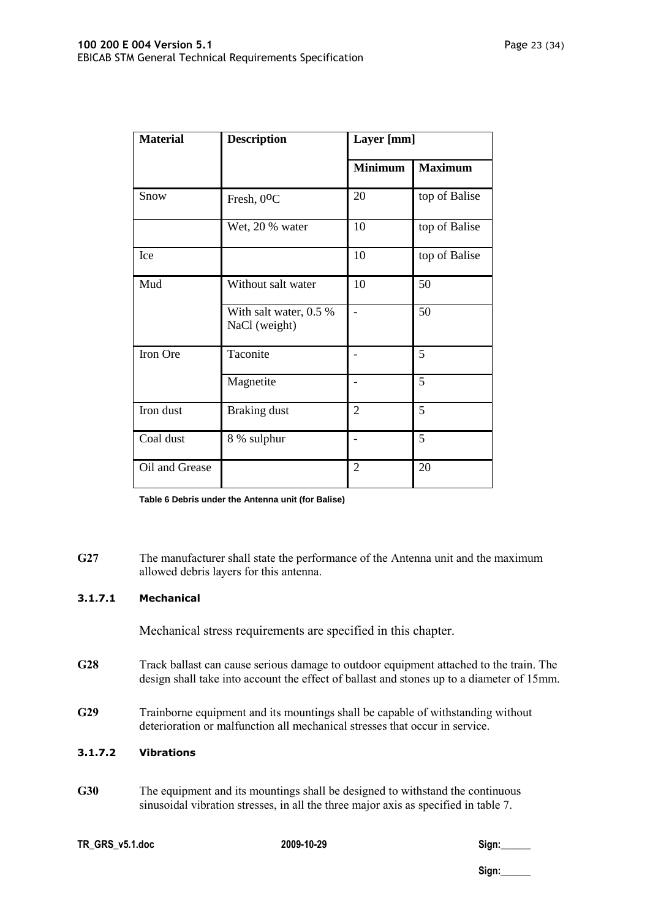| Material | Description | Layer [mm] | |
|---|---|---|---|
| | | **Minimum** | **Maximum** |
| Snow | Fresh, 0ºC | 20 | top of Balise |
| | Wet, 20 % water | 10 | top of Balise |
| Ice | | 10 | top of Balise |
| Mud | Without salt water | 10 | 50 |
| | With salt water, 0.5 % NaCl (weight) | - | 50 |
| Iron Ore | Taconite | - | 5 |
| | Magnetite | - | 5 |
| Iron dust | Braking dust | 2 | 5 |
| Coal dust | 8 % sulphur | - | 5 |
| Oil and Grease | | 2 | 20 |

**Table 6 Debris under the Antenna unit (for Balise)**

**G27** The manufacturer shall state the performance of the Antenna unit and the maximum allowed debris layers for this antenna.

#### 3.1.7.1 Mechanical

Mechanical stress requirements are specified in this chapter.

**G28** Track ballast can cause serious damage to outdoor equipment attached to the train. The design shall take into account the effect of ballast and stones up to a diameter of 15mm.

**G29** Trainborne equipment and its mountings shall be capable of withstanding without deterioration or malfunction all mechanical stresses that occur in service.

#### 3.1.7.2 Vibrations

**G30** The equipment and its mountings shall be designed to withstand the continuous sinusoidal vibration stresses, in all the three major axis as specified in table 7.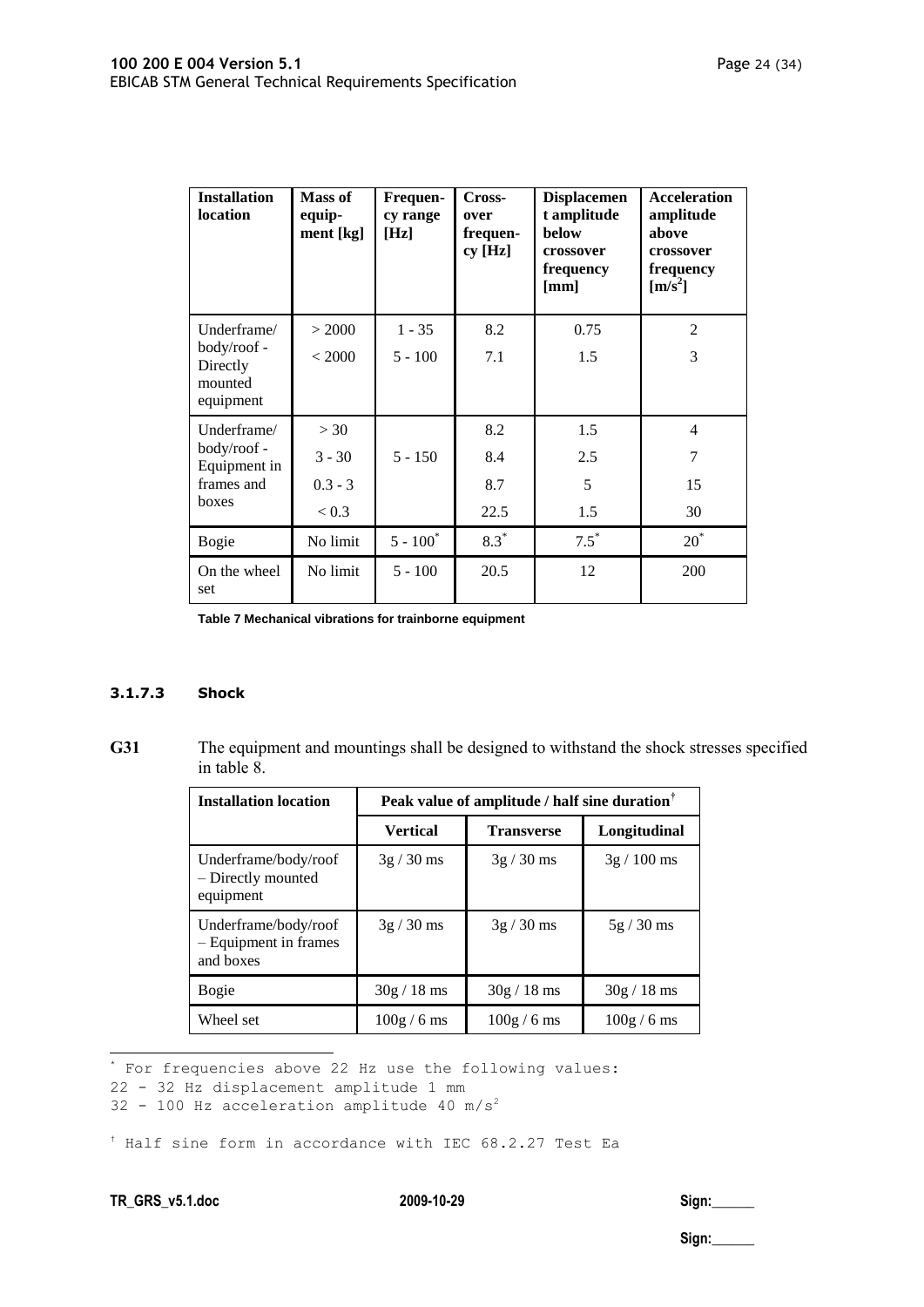| Installation location | Mass of equip-ment [kg] | Frequen-cy range [Hz] | Cross-over frequen-cy [Hz] | Displacement amplitude below crossover frequency [mm] | Acceleration amplitude above crossover frequency [$m/s^2$] |
|---|---|---|---|---|---|
| Underframe/ body/roof - Directly mounted equipment | > 2000 | 1 - 35 | 8.2 | 0.75 | 2 |
| | < 2000 | 5 - 100 | 7.1 | 1.5 | 3 |
| Underframe/ body/roof - Equipment in frames and boxes | > 30 | 5 - 150 | 8.2 | 1.5 | 4 |
| | 3 - 30 | | 8.4 | 2.5 | 7 |
| | 0.3 - 3 | | 8.7 | 5 | 15 |
| | < 0.3 | | 22.5 | 1.5 | 30 |
| Bogie | No limit | 5 - 100* | 8.3* | 7.5* | 20* |
| On the wheel set | No limit | 5 - 100 | 20.5 | 12 | 200 |

**Table 7 Mechanical vibrations for trainborne equipment**

### 3.1.7.3 Shock

**G31** The equipment and mountings shall be designed to withstand the shock stresses specified in table 8.

| Installation location | Peak value of amplitude / half sine duration† | | |
|---|---|---|---|
| | **Vertical** | **Transverse** | **Longitudinal** |
| Underframe/body/roof – Directly mounted equipment | 3g / 30 ms | 3g / 30 ms | 3g / 100 ms |
| Underframe/body/roof – Equipment in frames and boxes | 3g / 30 ms | 3g / 30 ms | 5g / 30 ms |
| Bogie | 30g / 18 ms | 30g / 18 ms | 30g / 18 ms |
| Wheel set | 100g / 6 ms | 100g / 6 ms | 100g / 6 ms |

---

* For frequencies above 22 Hz use the following values:
22 - 32 Hz displacement amplitude 1 mm
32 - 100 Hz acceleration amplitude 40 $m/s^2$

† Half sine form in accordance with IEC 68.2.27 Test Ea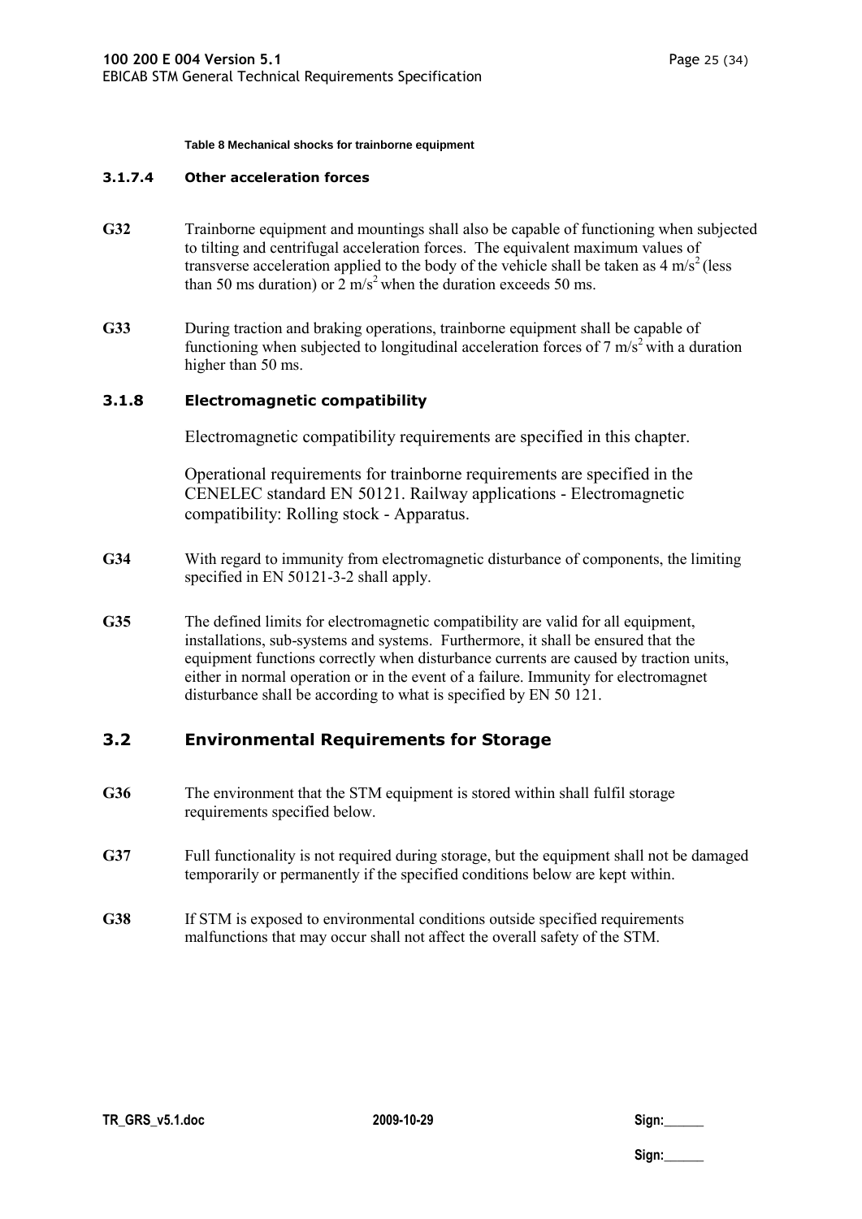**Table 8 Mechanical shocks for trainborne equipment**

#### 3.1.7.4 Other acceleration forces

**G32** Trainborne equipment and mountings shall also be capable of functioning when subjected to tilting and centrifugal acceleration forces. The equivalent maximum values of transverse acceleration applied to the body of the vehicle shall be taken as 4 $m/s^2$ (less than 50 ms duration) or 2 $m/s^2$ when the duration exceeds 50 ms.

**G33** During traction and braking operations, trainborne equipment shall be capable of functioning when subjected to longitudinal acceleration forces of 7 $m/s^2$ with a duration higher than 50 ms.

### 3.1.8 Electromagnetic compatibility

Electromagnetic compatibility requirements are specified in this chapter.

Operational requirements for trainborne requirements are specified in the CENELEC standard EN 50121. Railway applications - Electromagnetic compatibility: Rolling stock - Apparatus.

**G34** With regard to immunity from electromagnetic disturbance of components, the limiting specified in EN 50121-3-2 shall apply.

**G35** The defined limits for electromagnetic compatibility are valid for all equipment, installations, sub-systems and systems. Furthermore, it shall be ensured that the equipment functions correctly when disturbance currents are caused by traction units, either in normal operation or in the event of a failure. Immunity for electromagnet disturbance shall be according to what is specified by EN 50 121.

## 3.2 Environmental Requirements for Storage

**G36** The environment that the STM equipment is stored within shall fulfil storage requirements specified below.

**G37** Full functionality is not required during storage, but the equipment shall not be damaged temporarily or permanently if the specified conditions below are kept within.

**G38** If STM is exposed to environmental conditions outside specified requirements malfunctions that may occur shall not affect the overall safety of the STM.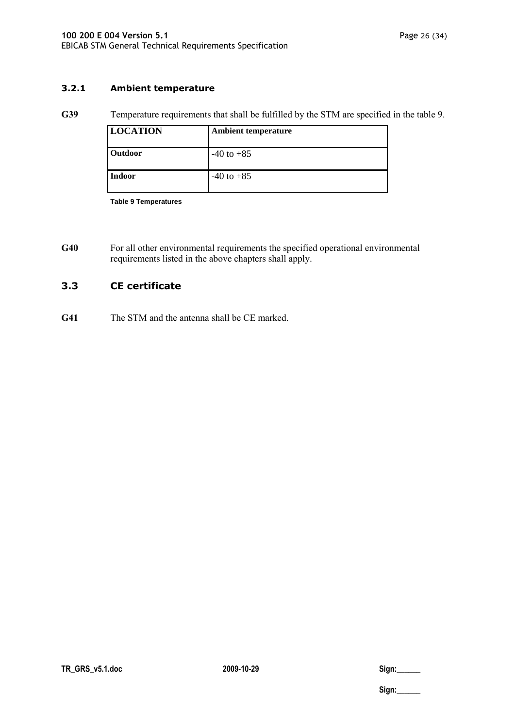### 3.2.1 Ambient temperature

**G39** Temperature requirements that shall be fulfilled by the STM are specified in the table 9.

| LOCATION | Ambient temperature |
|---|---|
| **Outdoor** | -40 to +85 |
| **Indoor** | -40 to +85 |

**Table 9 Temperatures**

**G40** For all other environmental requirements the specified operational environmental requirements listed in the above chapters shall apply.

## 3.3 CE certificate

**G41** The STM and the antenna shall be CE marked.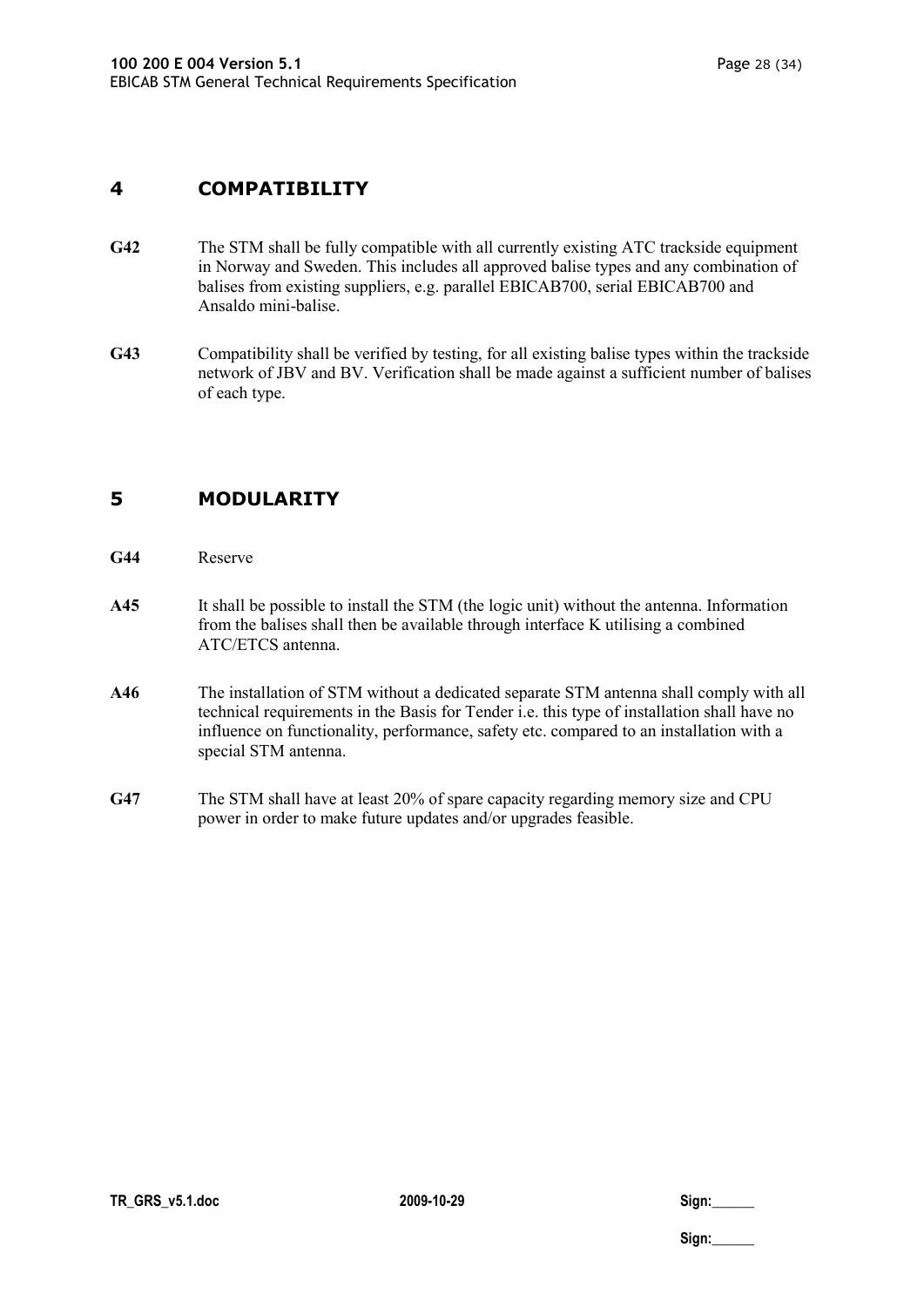# 4 COMPATIBILITY

**G42** The STM shall be fully compatible with all currently existing ATC trackside equipment in Norway and Sweden. This includes all approved balise types and any combination of balises from existing suppliers, e.g. parallel EBICAB700, serial EBICAB700 and Ansaldo mini-balise.

**G43** Compatibility shall be verified by testing, for all existing balise types within the trackside network of JBV and BV. Verification shall be made against a sufficient number of balises of each type.

# 5 MODULARITY

**G44** Reserve

**A45** It shall be possible to install the STM (the logic unit) without the antenna. Information from the balises shall then be available through interface K utilising a combined ATC/ETCS antenna.

**A46** The installation of STM without a dedicated separate STM antenna shall comply with all technical requirements in the Basis for Tender i.e. this type of installation shall have no influence on functionality, performance, safety etc. compared to an installation with a special STM antenna.

**G47** The STM shall have at least 20% of spare capacity regarding memory size and CPU power in order to make future updates and/or upgrades feasible.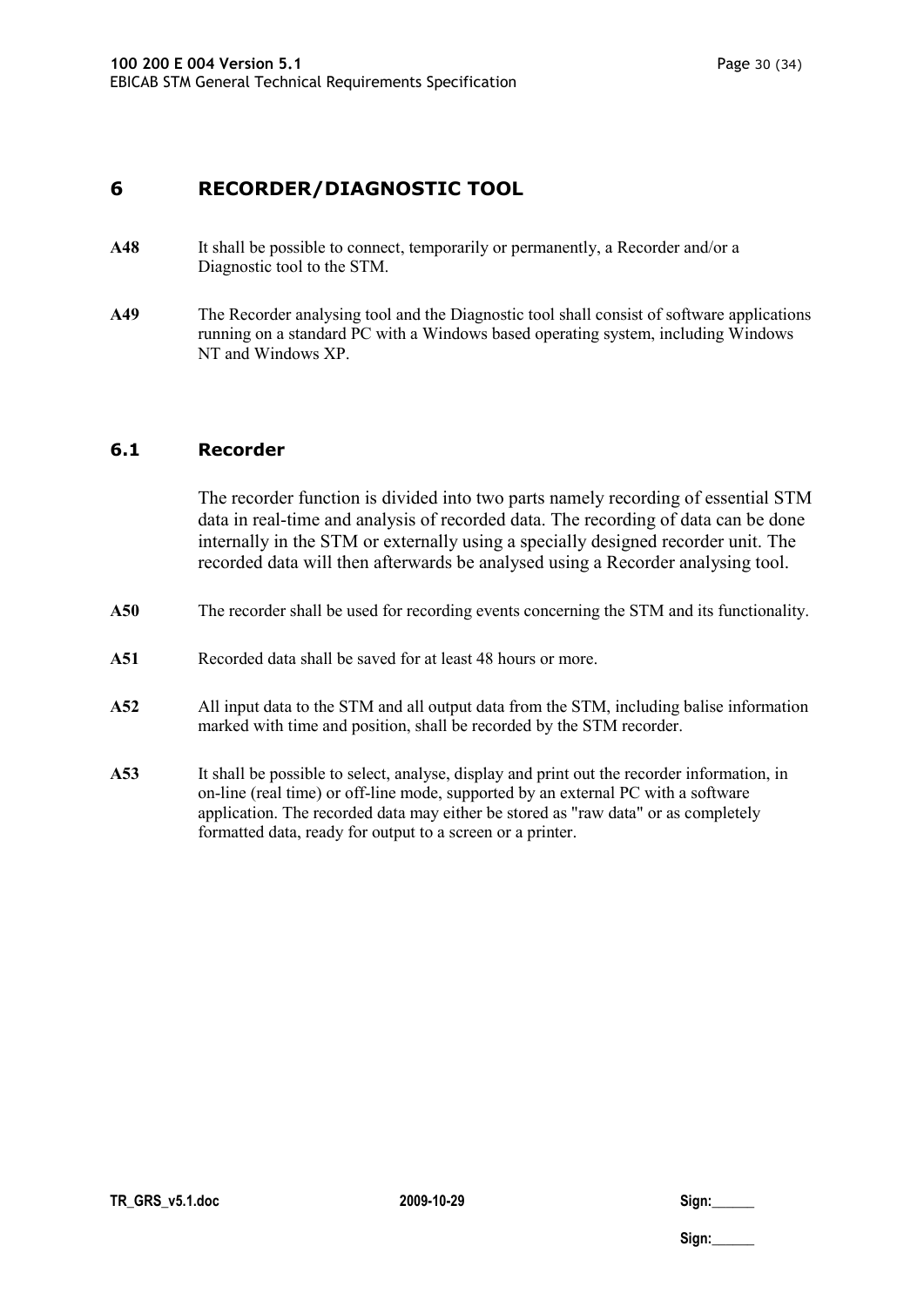# 6 RECORDER/DIAGNOSTIC TOOL

**A48** It shall be possible to connect, temporarily or permanently, a Recorder and/or a Diagnostic tool to the STM.

**A49** The Recorder analysing tool and the Diagnostic tool shall consist of software applications running on a standard PC with a Windows based operating system, including Windows NT and Windows XP.

## 6.1 Recorder

The recorder function is divided into two parts namely recording of essential STM data in real-time and analysis of recorded data. The recording of data can be done internally in the STM or externally using a specially designed recorder unit. The recorded data will then afterwards be analysed using a Recorder analysing tool.

**A50** The recorder shall be used for recording events concerning the STM and its functionality.

**A51** Recorded data shall be saved for at least 48 hours or more.

**A52** All input data to the STM and all output data from the STM, including balise information marked with time and position, shall be recorded by the STM recorder.

**A53** It shall be possible to select, analyse, display and print out the recorder information, in on-line (real time) or off-line mode, supported by an external PC with a software application. The recorded data may either be stored as "raw data" or as completely formatted data, ready for output to a screen or a printer.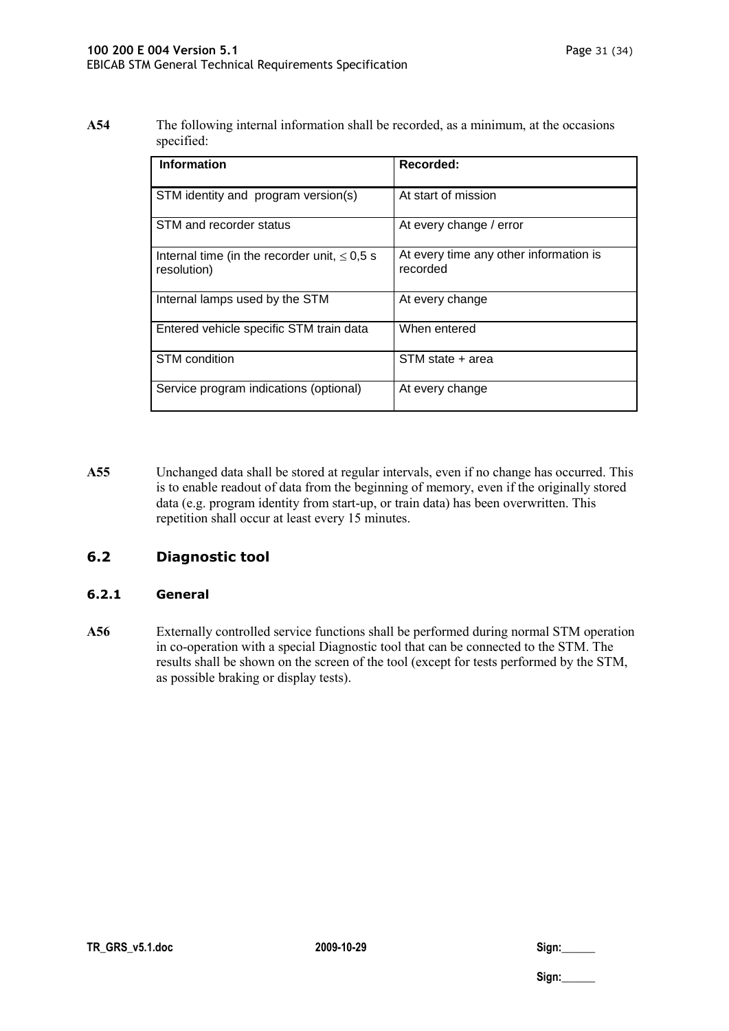**A54** The following internal information shall be recorded, as a minimum, at the occasions specified:

| Information | Recorded: |
|---|---|
| STM identity and program version(s) | At start of mission |
| STM and recorder status | At every change / error |
| Internal time (in the recorder unit, $\leq$ 0,5 s resolution) | At every time any other information is recorded |
| Internal lamps used by the STM | At every change |
| Entered vehicle specific STM train data | When entered |
| STM condition | STM state + area |
| Service program indications (optional) | At every change |

**A55** Unchanged data shall be stored at regular intervals, even if no change has occurred. This is to enable readout of data from the beginning of memory, even if the originally stored data (e.g. program identity from start-up, or train data) has been overwritten. This repetition shall occur at least every 15 minutes.

## 6.2 Diagnostic tool

### 6.2.1 General

**A56** Externally controlled service functions shall be performed during normal STM operation in co-operation with a special Diagnostic tool that can be connected to the STM. The results shall be shown on the screen of the tool (except for tests performed by the STM, as possible braking or display tests).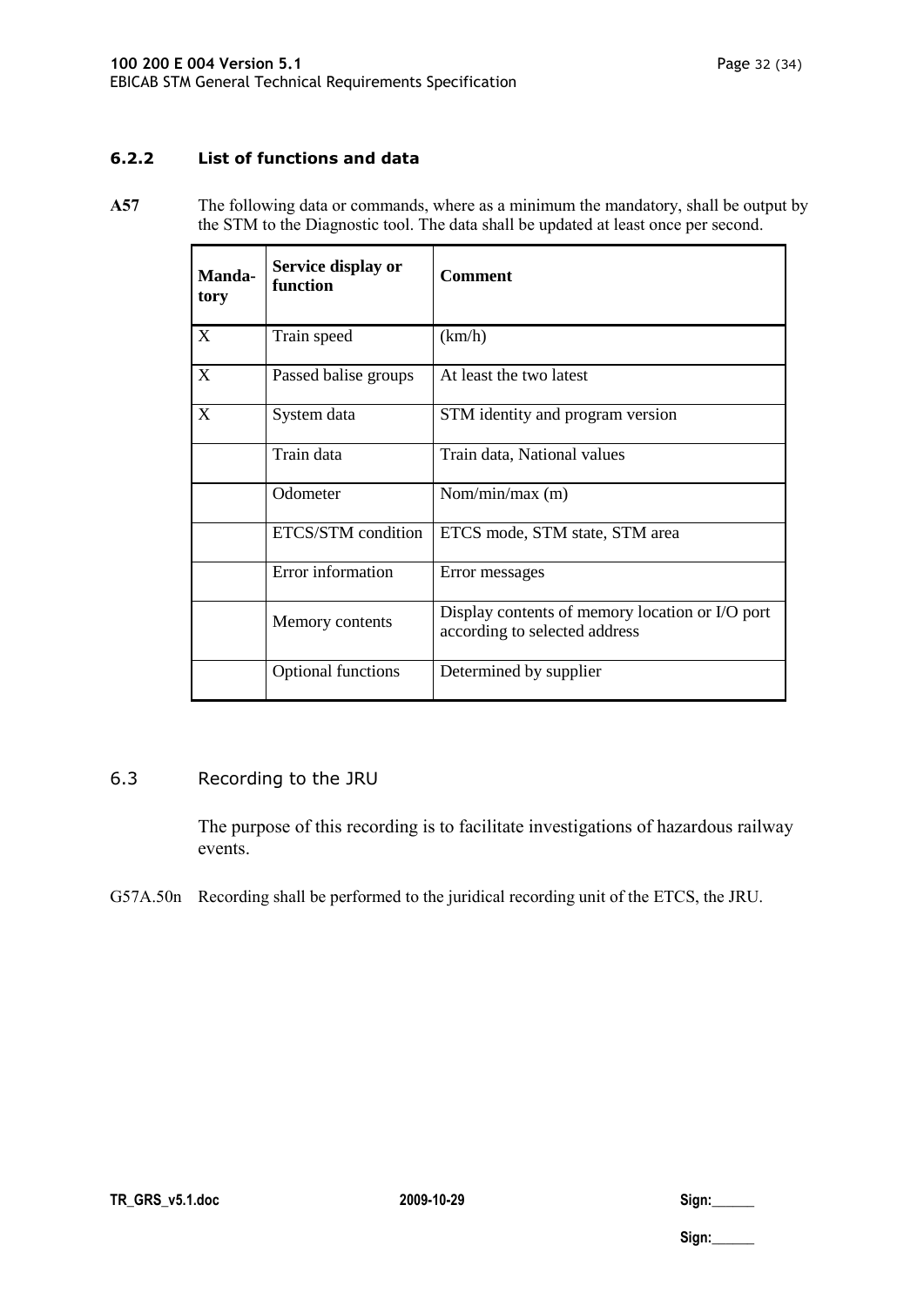### 6.2.2 List of functions and data

**A57** The following data or commands, where as a minimum the mandatory, shall be output by the STM to the Diagnostic tool. The data shall be updated at least once per second.

| Manda-tory | Service display or function | Comment |
|---|---|---|
| X | Train speed | (km/h) |
| X | Passed balise groups | At least the two latest |
| X | System data | STM identity and program version |
| | Train data | Train data, National values |
| | Odometer | Nom/min/max (m) |
| | ETCS/STM condition | ETCS mode, STM state, STM area |
| | Error information | Error messages |
| | Memory contents | Display contents of memory location or I/O port according to selected address |
| | Optional functions | Determined by supplier |

## 6.3 Recording to the JRU

The purpose of this recording is to facilitate investigations of hazardous railway events.

G57A.50n Recording shall be performed to the juridical recording unit of the ETCS, the JRU.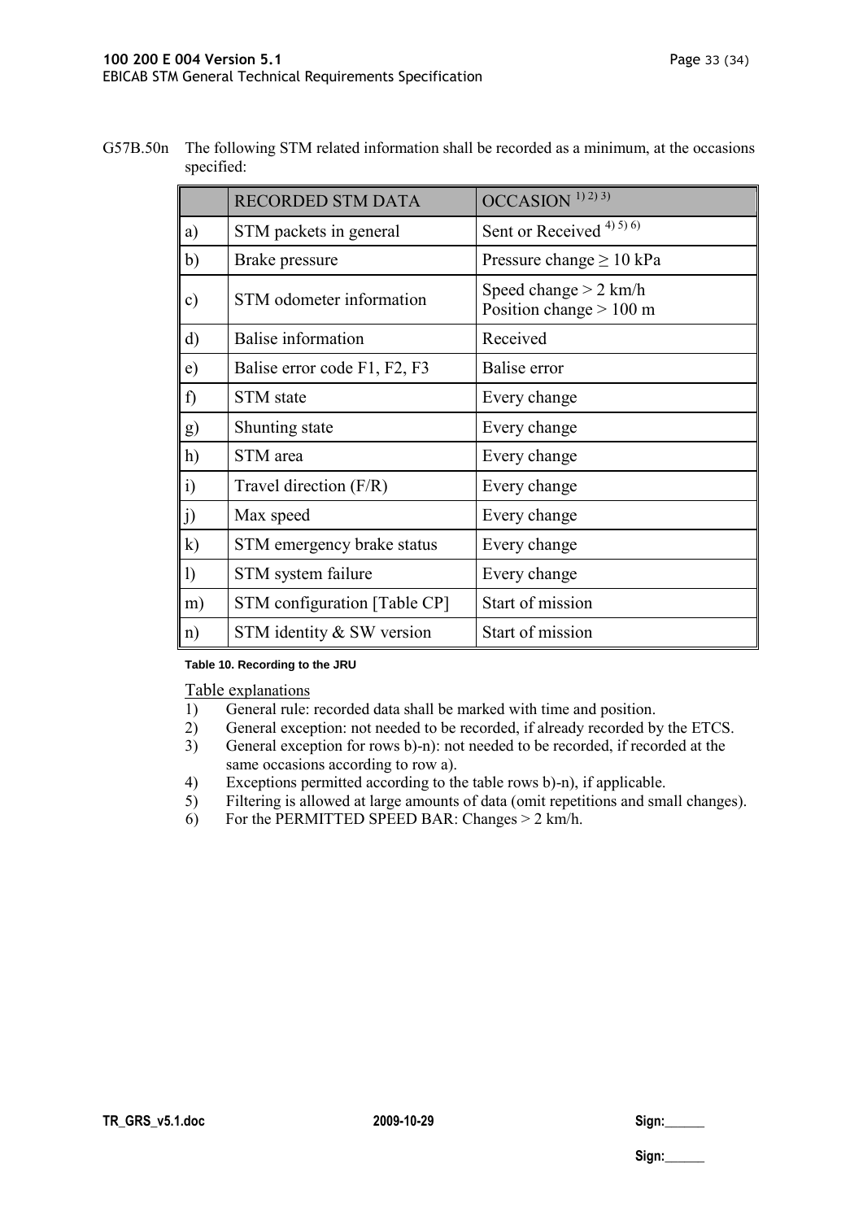G57B.50n The following STM related information shall be recorded as a minimum, at the occasions specified:

| | RECORDED STM DATA | OCCASION [1) 2) 3)] |
|---|---|---|
| a) | STM packets in general | Sent or Received [4) 5) 6)] |
| b) | Brake pressure | Pressure change ≥ 10 kPa |
| c) | STM odometer information | Speed change > 2 km/h<br>Position change > 100 m |
| d) | Balise information | Received |
| e) | Balise error code F1, F2, F3 | Balise error |
| f) | STM state | Every change |
| g) | Shunting state | Every change |
| h) | STM area | Every change |
| i) | Travel direction (F/R) | Every change |
| j) | Max speed | Every change |
| k) | STM emergency brake status | Every change |
| l) | STM system failure | Every change |
| m) | STM configuration [Table CP] | Start of mission |
| n) | STM identity & SW version | Start of mission |

**Table 10. Recording to the JRU**

Table explanations

1) General rule: recorded data shall be marked with time and position.
2) General exception: not needed to be recorded, if already recorded by the ETCS.
3) General exception for rows b)-n): not needed to be recorded, if recorded at the same occasions according to row a).
4) Exceptions permitted according to the table rows b)-n), if applicable.
5) Filtering is allowed at large amounts of data (omit repetitions and small changes).
6) For the PERMITTED SPEED BAR: Changes > 2 km/h.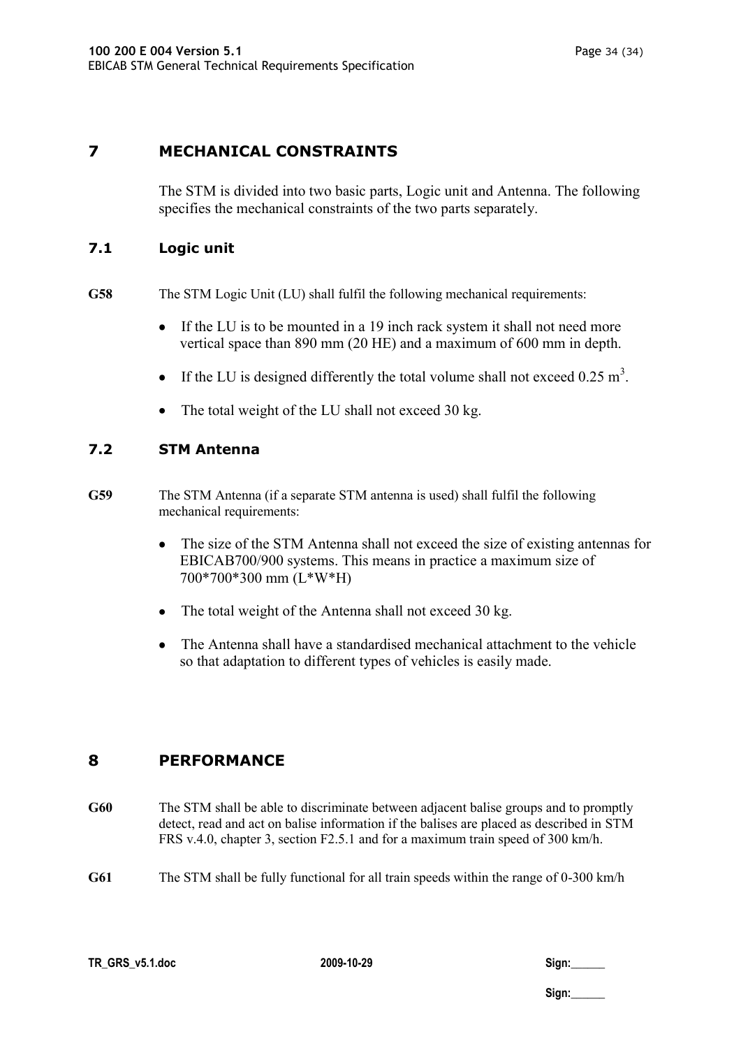# 7 MECHANICAL CONSTRAINTS

The STM is divided into two basic parts, Logic unit and Antenna. The following specifies the mechanical constraints of the two parts separately.

## 7.1 Logic unit

**G58** The STM Logic Unit (LU) shall fulfil the following mechanical requirements:

- If the LU is to be mounted in a 19 inch rack system it shall not need more vertical space than 890 mm (20 HE) and a maximum of 600 mm in depth.
- If the LU is designed differently the total volume shall not exceed 0.25 $m^3$.
- The total weight of the LU shall not exceed 30 kg.

## 7.2 STM Antenna

**G59** The STM Antenna (if a separate STM antenna is used) shall fulfil the following mechanical requirements:

- The size of the STM Antenna shall not exceed the size of existing antennas for EBICAB700/900 systems. This means in practice a maximum size of 700*700*300 mm (L*W*H)
- The total weight of the Antenna shall not exceed 30 kg.
- The Antenna shall have a standardised mechanical attachment to the vehicle so that adaptation to different types of vehicles is easily made.

# 8 PERFORMANCE

**G60** The STM shall be able to discriminate between adjacent balise groups and to promptly detect, read and act on balise information if the balises are placed as described in STM FRS v.4.0, chapter 3, section F2.5.1 and for a maximum train speed of 300 km/h.

**G61** The STM shall be fully functional for all train speeds within the range of 0-300 km/h